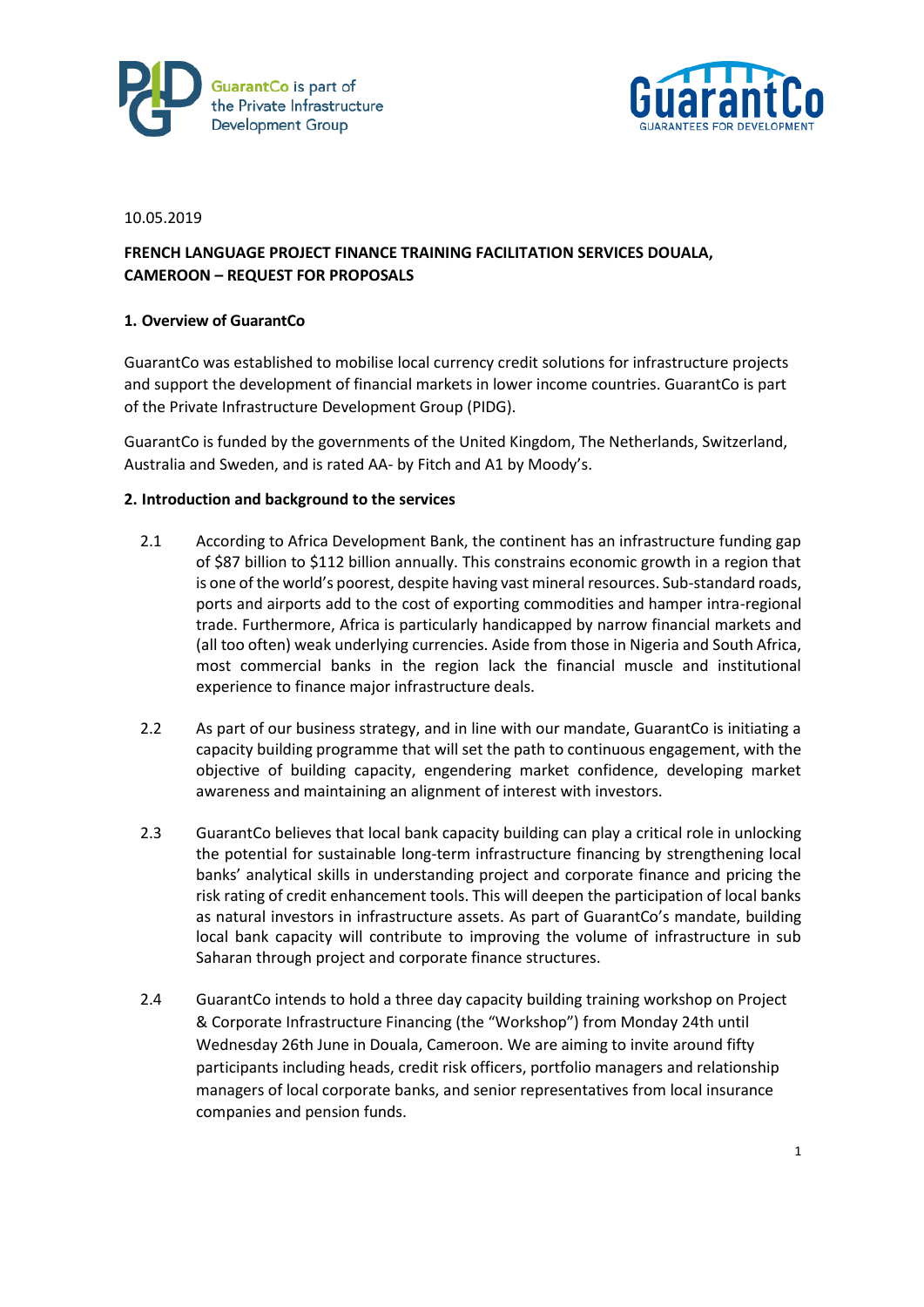GuarantCo is part of the Private Infrastructure Development Group

GuarantCo
GUARANTEES FOR DEVELOPMENT

10.05.2019

**FRENCH LANGUAGE PROJECT FINANCE TRAINING FACILITATION SERVICES DOUALA, CAMEROON – REQUEST FOR PROPOSALS**

## 1. Overview of GuarantCo

GuarantCo was established to mobilise local currency credit solutions for infrastructure projects and support the development of financial markets in lower income countries. GuarantCo is part of the Private Infrastructure Development Group (PIDG).

GuarantCo is funded by the governments of the United Kingdom, The Netherlands, Switzerland, Australia and Sweden, and is rated AA- by Fitch and A1 by Moody's.

## 2. Introduction and background to the services

2.1 According to Africa Development Bank, the continent has an infrastructure funding gap of $87 billion to $112 billion annually. This constrains economic growth in a region that is one of the world's poorest, despite having vast mineral resources. Sub-standard roads, ports and airports add to the cost of exporting commodities and hamper intra-regional trade. Furthermore, Africa is particularly handicapped by narrow financial markets and (all too often) weak underlying currencies. Aside from those in Nigeria and South Africa, most commercial banks in the region lack the financial muscle and institutional experience to finance major infrastructure deals.

2.2 As part of our business strategy, and in line with our mandate, GuarantCo is initiating a capacity building programme that will set the path to continuous engagement, with the objective of building capacity, engendering market confidence, developing market awareness and maintaining an alignment of interest with investors.

2.3 GuarantCo believes that local bank capacity building can play a critical role in unlocking the potential for sustainable long-term infrastructure financing by strengthening local banks' analytical skills in understanding project and corporate finance and pricing the risk rating of credit enhancement tools. This will deepen the participation of local banks as natural investors in infrastructure assets. As part of GuarantCo's mandate, building local bank capacity will contribute to improving the volume of infrastructure in sub Saharan through project and corporate finance structures.

2.4 GuarantCo intends to hold a three day capacity building training workshop on Project & Corporate Infrastructure Financing (the "Workshop") from Monday 24th until Wednesday 26th June in Douala, Cameroon. We are aiming to invite around fifty participants including heads, credit risk officers, portfolio managers and relationship managers of local corporate banks, and senior representatives from local insurance companies and pension funds.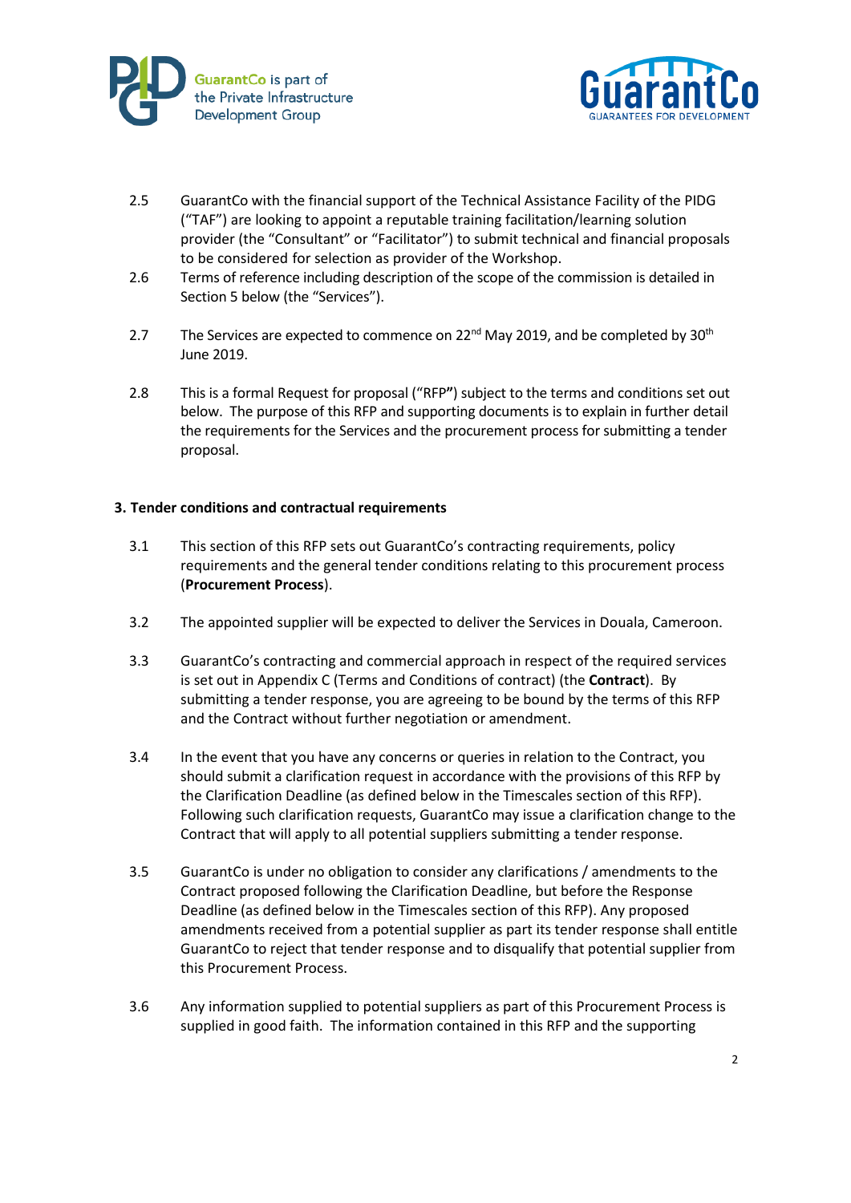2.5 GuarantCo with the financial support of the Technical Assistance Facility of the PIDG ("TAF") are looking to appoint a reputable training facilitation/learning solution provider (the "Consultant" or "Facilitator") to submit technical and financial proposals to be considered for selection as provider of the Workshop.

2.6 Terms of reference including description of the scope of the commission is detailed in Section 5 below (the "Services").

2.7 The Services are expected to commence on 22nd May 2019, and be completed by 30th June 2019.

2.8 This is a formal Request for proposal ("RFP**"**) subject to the terms and conditions set out below. The purpose of this RFP and supporting documents is to explain in further detail the requirements for the Services and the procurement process for submitting a tender proposal.

### 3. Tender conditions and contractual requirements

3.1 This section of this RFP sets out GuarantCo's contracting requirements, policy requirements and the general tender conditions relating to this procurement process (**Procurement Process**).

3.2 The appointed supplier will be expected to deliver the Services in Douala, Cameroon.

3.3 GuarantCo's contracting and commercial approach in respect of the required services is set out in Appendix C (Terms and Conditions of contract) (the **Contract**). By submitting a tender response, you are agreeing to be bound by the terms of this RFP and the Contract without further negotiation or amendment.

3.4 In the event that you have any concerns or queries in relation to the Contract, you should submit a clarification request in accordance with the provisions of this RFP by the Clarification Deadline (as defined below in the Timescales section of this RFP). Following such clarification requests, GuarantCo may issue a clarification change to the Contract that will apply to all potential suppliers submitting a tender response.

3.5 GuarantCo is under no obligation to consider any clarifications / amendments to the Contract proposed following the Clarification Deadline, but before the Response Deadline (as defined below in the Timescales section of this RFP). Any proposed amendments received from a potential supplier as part its tender response shall entitle GuarantCo to reject that tender response and to disqualify that potential supplier from this Procurement Process.

3.6 Any information supplied to potential suppliers as part of this Procurement Process is supplied in good faith. The information contained in this RFP and the supporting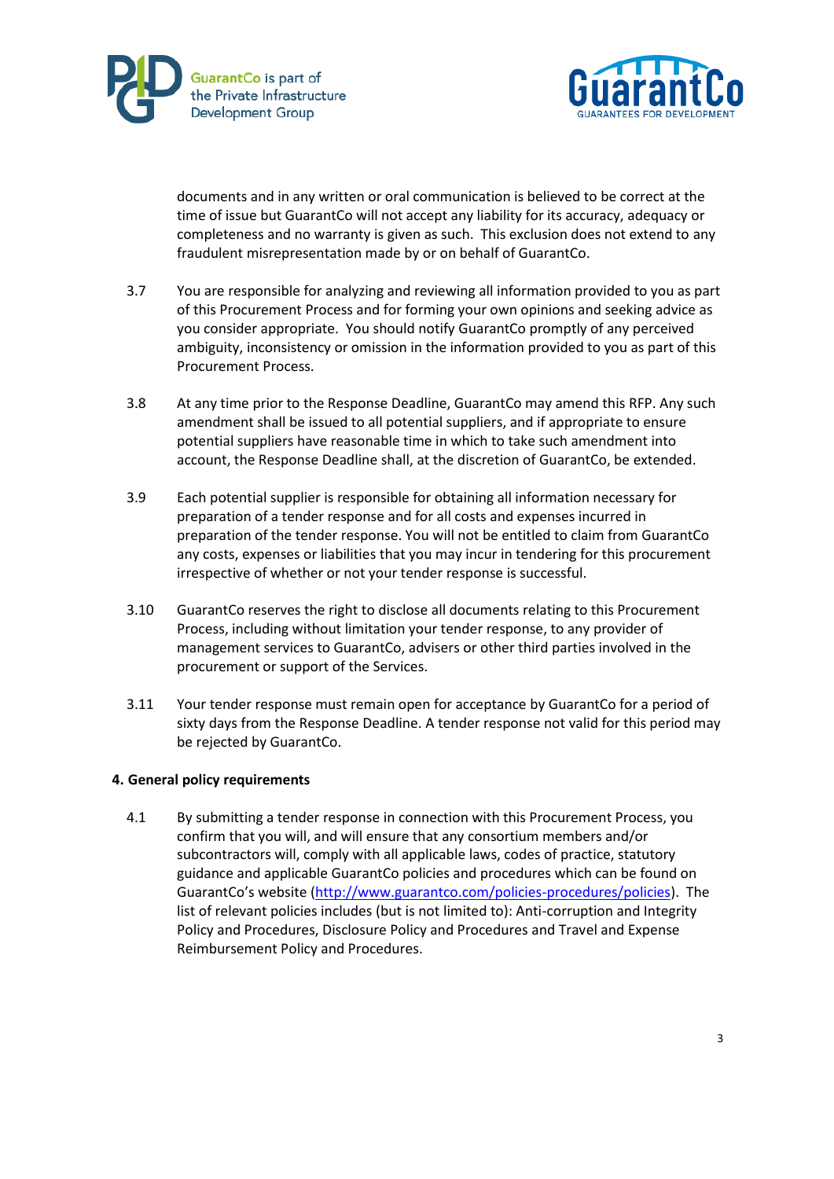documents and in any written or oral communication is believed to be correct at the time of issue but GuarantCo will not accept any liability for its accuracy, adequacy or completeness and no warranty is given as such. This exclusion does not extend to any fraudulent misrepresentation made by or on behalf of GuarantCo.

3.7 You are responsible for analyzing and reviewing all information provided to you as part of this Procurement Process and for forming your own opinions and seeking advice as you consider appropriate. You should notify GuarantCo promptly of any perceived ambiguity, inconsistency or omission in the information provided to you as part of this Procurement Process.

3.8 At any time prior to the Response Deadline, GuarantCo may amend this RFP. Any such amendment shall be issued to all potential suppliers, and if appropriate to ensure potential suppliers have reasonable time in which to take such amendment into account, the Response Deadline shall, at the discretion of GuarantCo, be extended.

3.9 Each potential supplier is responsible for obtaining all information necessary for preparation of a tender response and for all costs and expenses incurred in preparation of the tender response. You will not be entitled to claim from GuarantCo any costs, expenses or liabilities that you may incur in tendering for this procurement irrespective of whether or not your tender response is successful.

3.10 GuarantCo reserves the right to disclose all documents relating to this Procurement Process, including without limitation your tender response, to any provider of management services to GuarantCo, advisers or other third parties involved in the procurement or support of the Services.

3.11 Your tender response must remain open for acceptance by GuarantCo for a period of sixty days from the Response Deadline. A tender response not valid for this period may be rejected by GuarantCo.

**4. General policy requirements**

4.1 By submitting a tender response in connection with this Procurement Process, you confirm that you will, and will ensure that any consortium members and/or subcontractors will, comply with all applicable laws, codes of practice, statutory guidance and applicable GuarantCo policies and procedures which can be found on GuarantCo's website (http://www.guarantco.com/policies-procedures/policies). The list of relevant policies includes (but is not limited to): Anti-corruption and Integrity Policy and Procedures, Disclosure Policy and Procedures and Travel and Expense Reimbursement Policy and Procedures.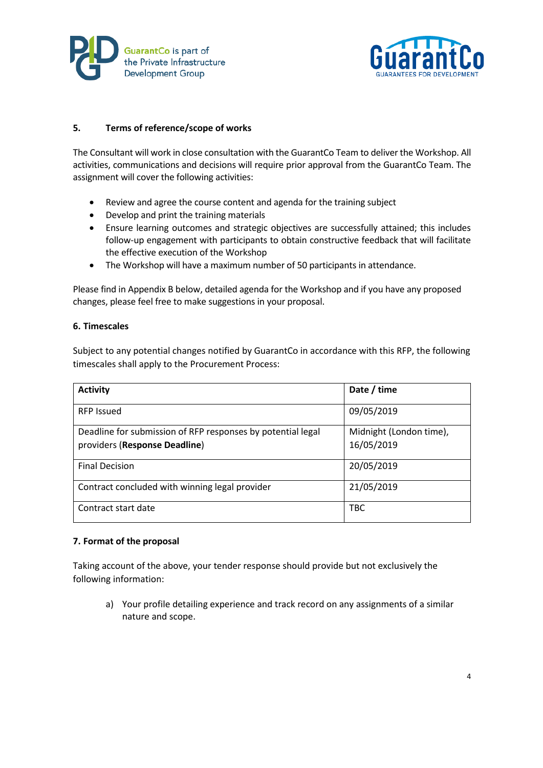## 5. Terms of reference/scope of works

The Consultant will work in close consultation with the GuarantCo Team to deliver the Workshop. All activities, communications and decisions will require prior approval from the GuarantCo Team. The assignment will cover the following activities:

- Review and agree the course content and agenda for the training subject
- Develop and print the training materials
- Ensure learning outcomes and strategic objectives are successfully attained; this includes follow-up engagement with participants to obtain constructive feedback that will facilitate the effective execution of the Workshop
- The Workshop will have a maximum number of 50 participants in attendance.

Please find in Appendix B below, detailed agenda for the Workshop and if you have any proposed changes, please feel free to make suggestions in your proposal.

## 6. Timescales

Subject to any potential changes notified by GuarantCo in accordance with this RFP, the following timescales shall apply to the Procurement Process:

| Activity | Date / time |
|---|---|
| RFP Issued | 09/05/2019 |
| Deadline for submission of RFP responses by potential legal providers (**Response Deadline**) | Midnight (London time), 16/05/2019 |
| Final Decision | 20/05/2019 |
| Contract concluded with winning legal provider | 21/05/2019 |
| Contract start date | TBC |

## 7. Format of the proposal

Taking account of the above, your tender response should provide but not exclusively the following information:

a) Your profile detailing experience and track record on any assignments of a similar nature and scope.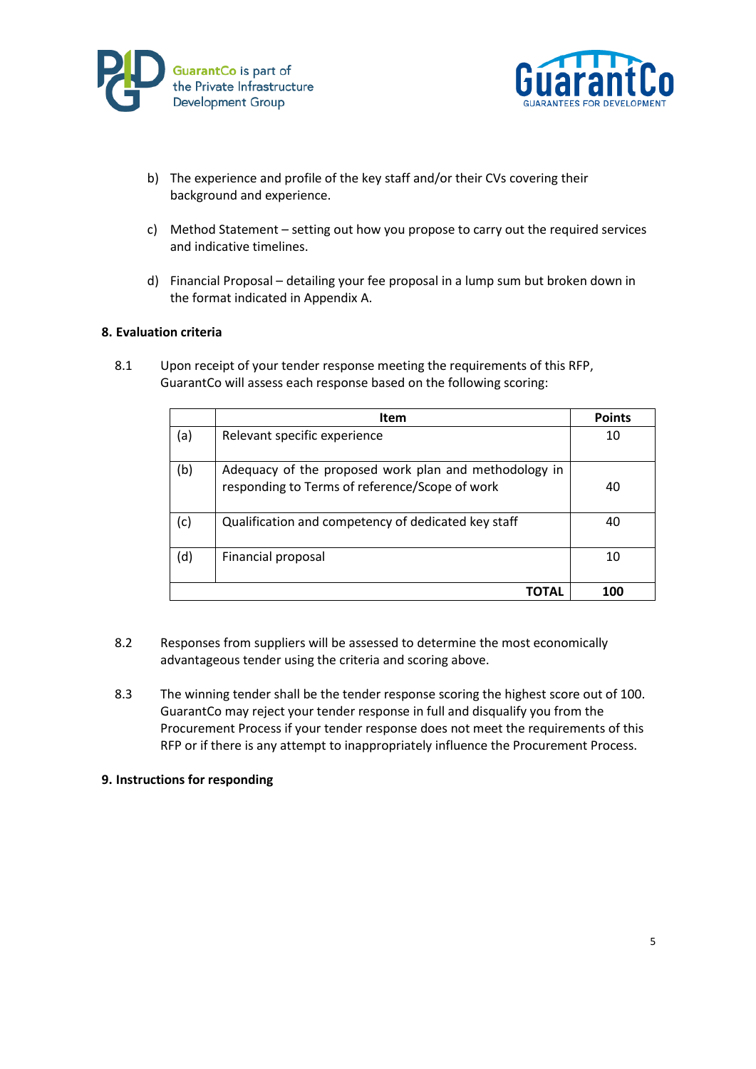b) The experience and profile of the key staff and/or their CVs covering their background and experience.

c) Method Statement – setting out how you propose to carry out the required services and indicative timelines.

d) Financial Proposal – detailing your fee proposal in a lump sum but broken down in the format indicated in Appendix A.

**8. Evaluation criteria**

8.1 Upon receipt of your tender response meeting the requirements of this RFP, GuarantCo will assess each response based on the following scoring:

| | Item | Points |
|---|---|---|
| (a) | Relevant specific experience | 10 |
| (b) | Adequacy of the proposed work plan and methodology in responding to Terms of reference/Scope of work | 40 |
| (c) | Qualification and competency of dedicated key staff | 40 |
| (d) | Financial proposal | 10 |
| | **TOTAL** | **100** |

8.2 Responses from suppliers will be assessed to determine the most economically advantageous tender using the criteria and scoring above.

8.3 The winning tender shall be the tender response scoring the highest score out of 100. GuarantCo may reject your tender response in full and disqualify you from the Procurement Process if your tender response does not meet the requirements of this RFP or if there is any attempt to inappropriately influence the Procurement Process.

**9. Instructions for responding**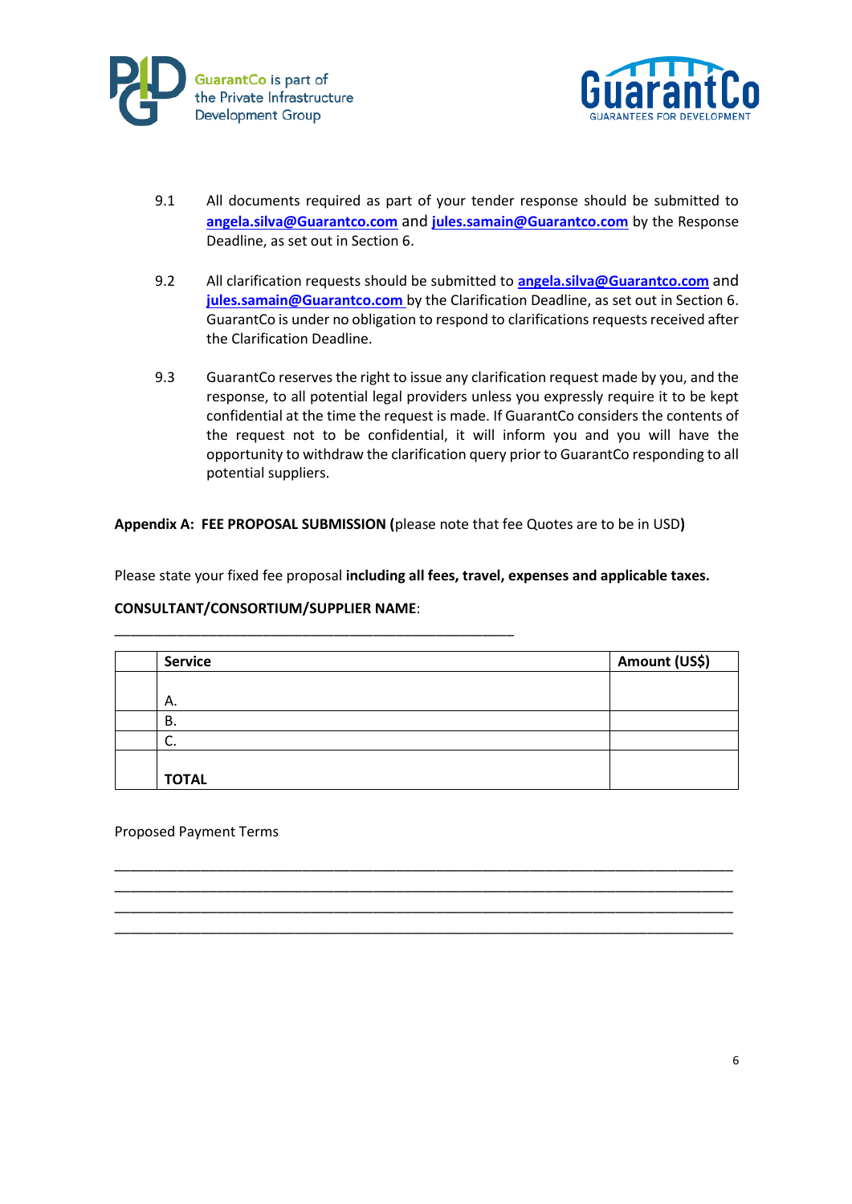9.1 All documents required as part of your tender response should be submitted to [angela.silva@Guarantco.com](mailto:angela.silva@Guarantco.com) and [jules.samain@Guarantco.com](mailto:jules.samain@Guarantco.com) by the Response Deadline, as set out in Section 6.

9.2 All clarification requests should be submitted to [angela.silva@Guarantco.com](mailto:angela.silva@Guarantco.com) and [jules.samain@Guarantco.com](mailto:jules.samain@Guarantco.com) by the Clarification Deadline, as set out in Section 6. GuarantCo is under no obligation to respond to clarifications requests received after the Clarification Deadline.

9.3 GuarantCo reserves the right to issue any clarification request made by you, and the response, to all potential legal providers unless you expressly require it to be kept confidential at the time the request is made. If GuarantCo considers the contents of the request not to be confidential, it will inform you and you will have the opportunity to withdraw the clarification query prior to GuarantCo responding to all potential suppliers.

**Appendix A: FEE PROPOSAL SUBMISSION (**please note that fee Quotes are to be in USD**)**

Please state your fixed fee proposal **including all fees, travel, expenses and applicable taxes.**

**CONSULTANT/CONSORTIUM/SUPPLIER NAME**:

______________________________________________________

| | **Service** | **Amount (US$)** |
|---|---|---|
| | A. | |
| | B. | |
| | C. | |
| | **TOTAL** | |

Proposed Payment Terms

_____________________________________________________________________________
_____________________________________________________________________________
_____________________________________________________________________________
_____________________________________________________________________________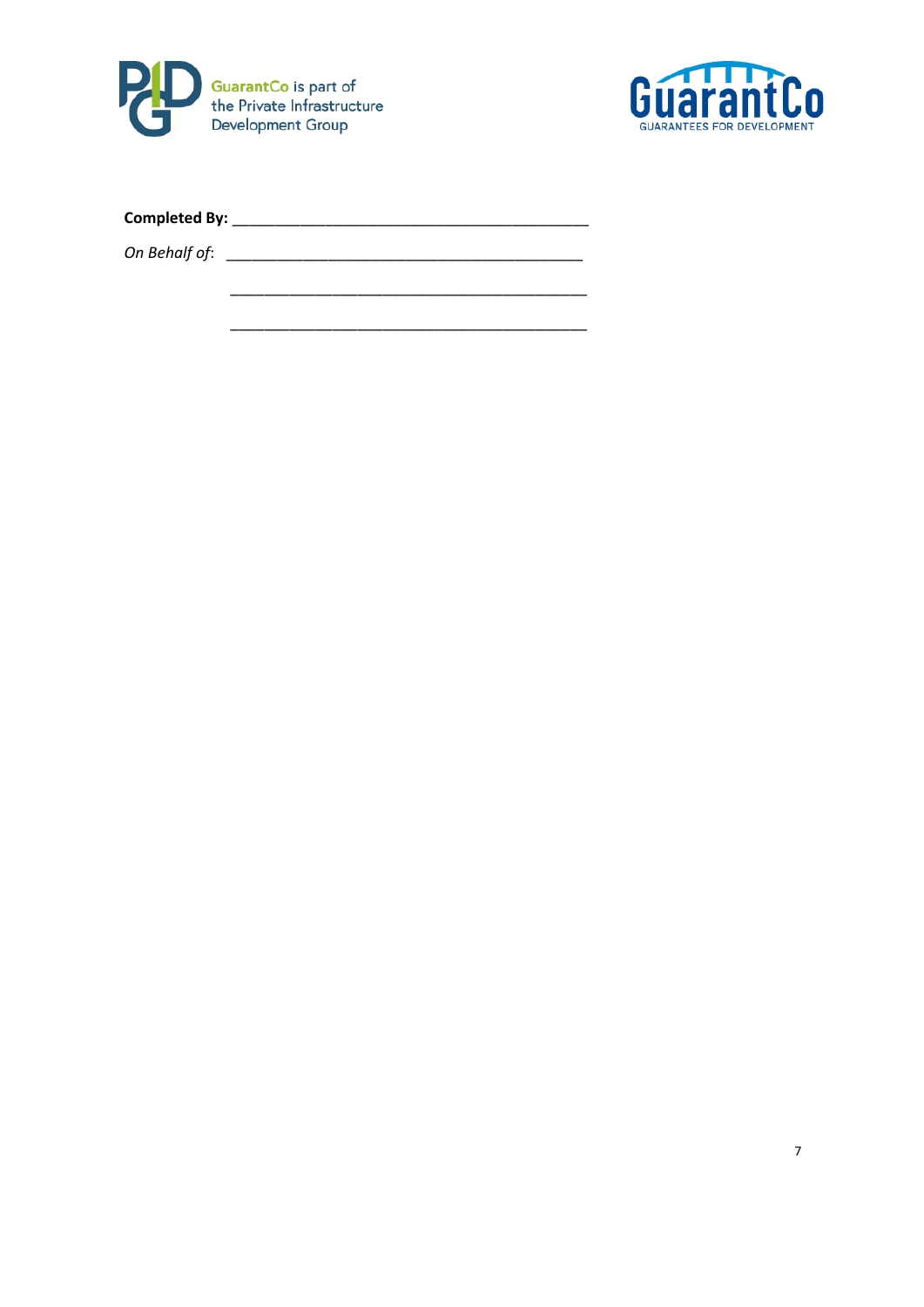**Completed By:** _____________________________________________

*On Behalf of*: _____________________________________________

_____________________________________________

_____________________________________________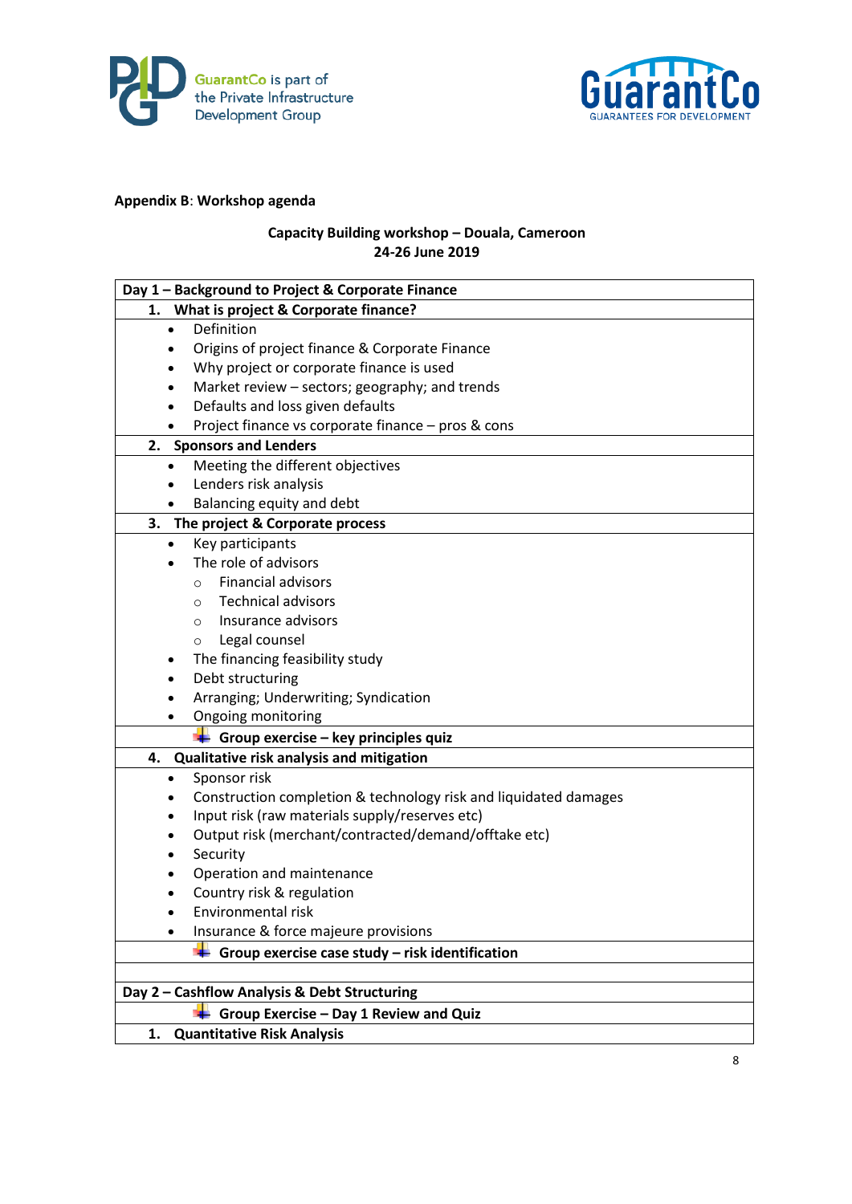**Appendix B**: **Workshop agenda**

**Capacity Building workshop – Douala, Cameroon**
**24-26 June 2019**

| **Day 1 – Background to Project & Corporate Finance** |
|---|
| **1. What is project & Corporate finance?** |
| • Definition<br>• Origins of project finance & Corporate Finance<br>• Why project or corporate finance is used<br>• Market review – sectors; geography; and trends<br>• Defaults and loss given defaults<br>• Project finance vs corporate finance – pros & cons |
| **2. Sponsors and Lenders** |
| • Meeting the different objectives<br>• Lenders risk analysis<br>• Balancing equity and debt |
| **3. The project & Corporate process** |
| • Key participants<br>• The role of advisors<br>  ○ Financial advisors<br>  ○ Technical advisors<br>  ○ Insurance advisors<br>  ○ Legal counsel<br>• The financing feasibility study<br>• Debt structuring<br>• Arranging; Underwriting; Syndication<br>• Ongoing monitoring |
| **Group exercise – key principles quiz** |
| **4. Qualitative risk analysis and mitigation** |
| • Sponsor risk<br>• Construction completion & technology risk and liquidated damages<br>• Input risk (raw materials supply/reserves etc)<br>• Output risk (merchant/contracted/demand/offtake etc)<br>• Security<br>• Operation and maintenance<br>• Country risk & regulation<br>• Environmental risk<br>• Insurance & force majeure provisions |
| **Group exercise case study – risk identification** |
| |
| **Day 2 – Cashflow Analysis & Debt Structuring** |
| **Group Exercise – Day 1 Review and Quiz** |
| **1. Quantitative Risk Analysis** |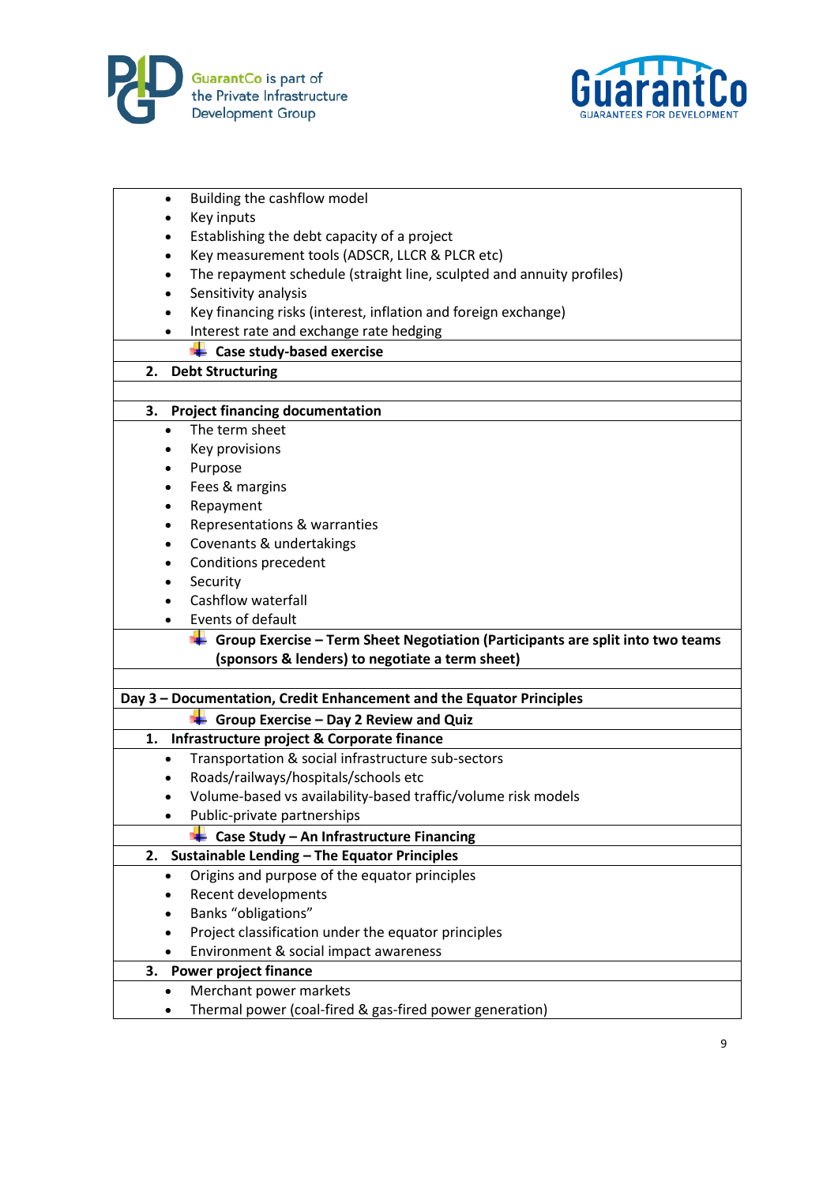- Building the cashflow model
- Key inputs
- Establishing the debt capacity of a project
- Key measurement tools (ADSCR, LLCR & PLCR etc)
- The repayment schedule (straight line, sculpted and annuity profiles)
- Sensitivity analysis
- Key financing risks (interest, inflation and foreign exchange)
- Interest rate and exchange rate hedging

**Case study-based exercise**

**2. Debt Structuring**

**3. Project financing documentation**

- The term sheet
- Key provisions
- Purpose
- Fees & margins
- Repayment
- Representations & warranties
- Covenants & undertakings
- Conditions precedent
- Security
- Cashflow waterfall
- Events of default

**Group Exercise – Term Sheet Negotiation (Participants are split into two teams (sponsors & lenders) to negotiate a term sheet)**

**Day 3 – Documentation, Credit Enhancement and the Equator Principles**

**Group Exercise – Day 2 Review and Quiz**

**1. Infrastructure project & Corporate finance**

- Transportation & social infrastructure sub-sectors
- Roads/railways/hospitals/schools etc
- Volume-based vs availability-based traffic/volume risk models
- Public-private partnerships

**Case Study – An Infrastructure Financing**

**2. Sustainable Lending – The Equator Principles**

- Origins and purpose of the equator principles
- Recent developments
- Banks "obligations"
- Project classification under the equator principles
- Environment & social impact awareness

**3. Power project finance**

- Merchant power markets
- Thermal power (coal-fired & gas-fired power generation)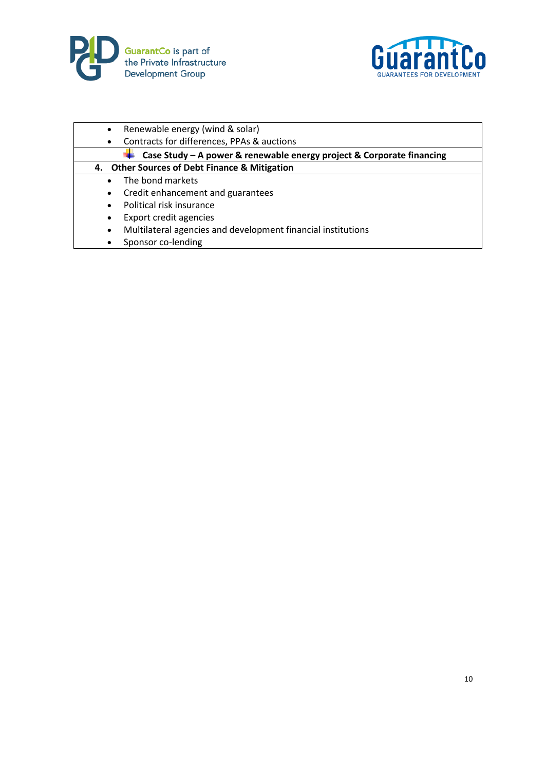- Renewable energy (wind & solar)
- Contracts for differences, PPAs & auctions

**Case Study – A power & renewable energy project & Corporate financing**

**4. Other Sources of Debt Finance & Mitigation**

- The bond markets
- Credit enhancement and guarantees
- Political risk insurance
- Export credit agencies
- Multilateral agencies and development financial institutions
- Sponsor co-lending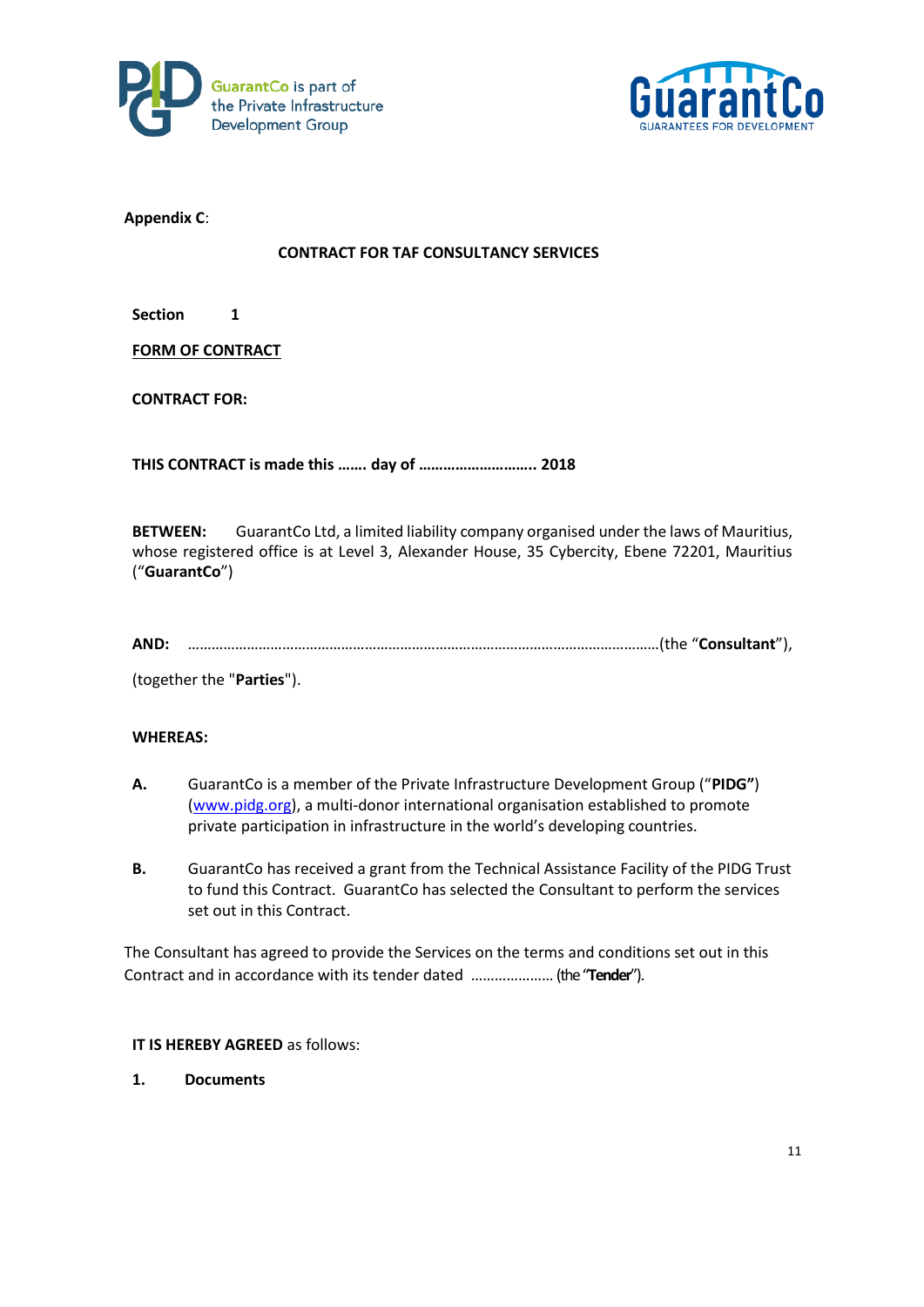**Appendix C**:

**CONTRACT FOR TAF CONSULTANCY SERVICES**

**Section 1**

**FORM OF CONTRACT**

**CONTRACT FOR:**

**THIS CONTRACT is made this ……. day of ……………………….. 2018**

**BETWEEN:** GuarantCo Ltd, a limited liability company organised under the laws of Mauritius, whose registered office is at Level 3, Alexander House, 35 Cybercity, Ebene 72201, Mauritius ("**GuarantCo**")

**AND:** ……………………………………………………………………………………………………(the "**Consultant**"),

(together the "**Parties**").

**WHEREAS:**

**A.** GuarantCo is a member of the Private Infrastructure Development Group ("**PIDG"**) (www.pidg.org), a multi-donor international organisation established to promote private participation in infrastructure in the world's developing countries.

**B.** GuarantCo has received a grant from the Technical Assistance Facility of the PIDG Trust to fund this Contract. GuarantCo has selected the Consultant to perform the services set out in this Contract.

The Consultant has agreed to provide the Services on the terms and conditions set out in this Contract and in accordance with its tender dated ………………… (the "**Tender**").

**IT IS HEREBY AGREED** as follows:

**1. Documents**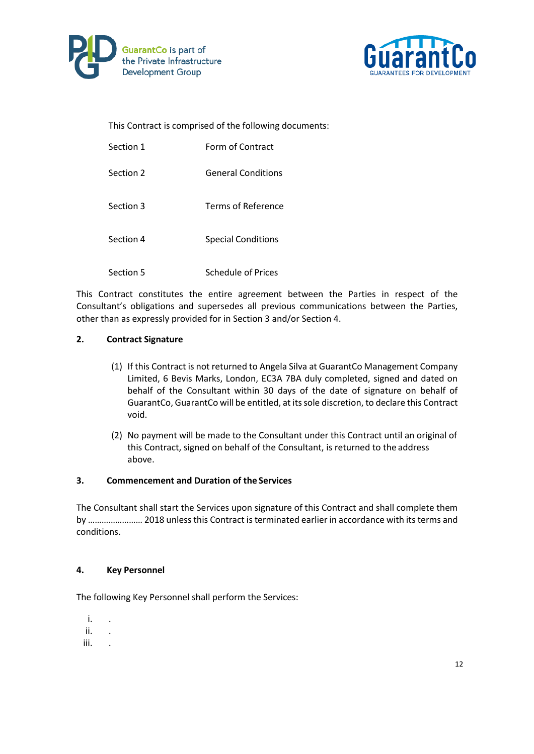This Contract is comprised of the following documents:

| | |
|---|---|
| Section 1 | Form of Contract |
| Section 2 | General Conditions |
| Section 3 | Terms of Reference |
| Section 4 | Special Conditions |
| Section 5 | Schedule of Prices |

This Contract constitutes the entire agreement between the Parties in respect of the Consultant's obligations and supersedes all previous communications between the Parties, other than as expressly provided for in Section 3 and/or Section 4.

## 2. Contract Signature

(1) If this Contract is not returned to Angela Silva at GuarantCo Management Company Limited, 6 Bevis Marks, London, EC3A 7BA duly completed, signed and dated on behalf of the Consultant within 30 days of the date of signature on behalf of GuarantCo, GuarantCo will be entitled, at its sole discretion, to declare this Contract void.

(2) No payment will be made to the Consultant under this Contract until an original of this Contract, signed on behalf of the Consultant, is returned to the address above.

## 3. Commencement and Duration of the Services

The Consultant shall start the Services upon signature of this Contract and shall complete them by …………………… 2018 unless this Contract is terminated earlier in accordance with its terms and conditions.

## 4. Key Personnel

The following Key Personnel shall perform the Services:

i. .
ii. .
iii. .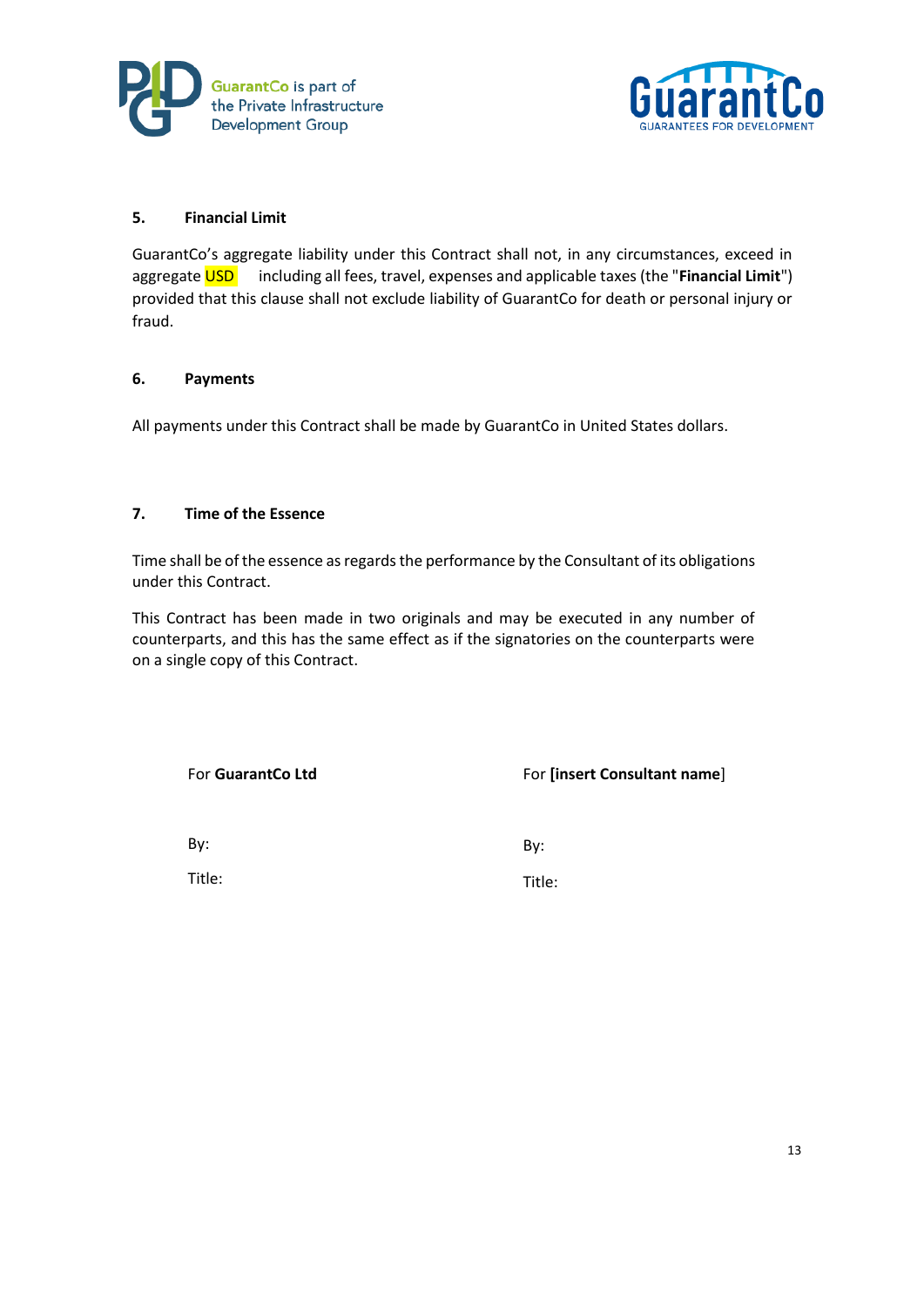### 5. Financial Limit

GuarantCo's aggregate liability under this Contract shall not, in any circumstances, exceed in aggregate USD including all fees, travel, expenses and applicable taxes (the "**Financial Limit**") provided that this clause shall not exclude liability of GuarantCo for death or personal injury or fraud.

### 6. Payments

All payments under this Contract shall be made by GuarantCo in United States dollars.

### 7. Time of the Essence

Time shall be of the essence as regards the performance by the Consultant of its obligations under this Contract.

This Contract has been made in two originals and may be executed in any number of counterparts, and this has the same effect as if the signatories on the counterparts were on a single copy of this Contract.

| For **GuarantCo Ltd** | For **[insert Consultant name**] |
|---|---|
| By: | By: |
| Title: | Title: |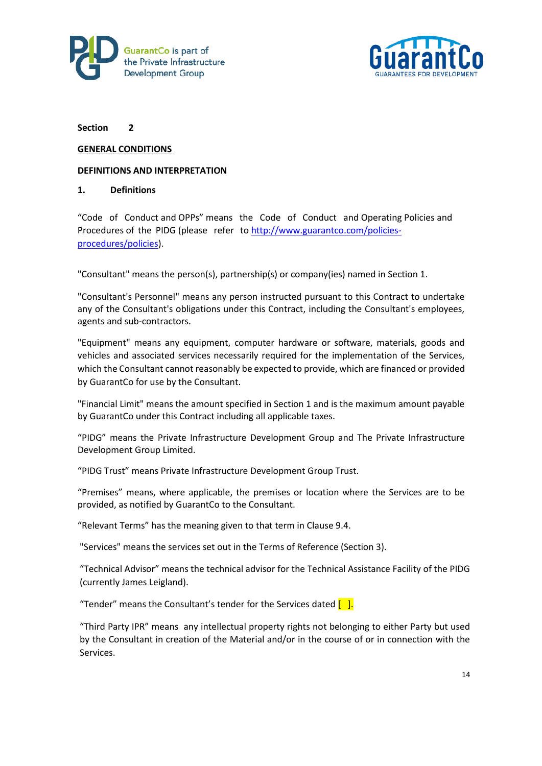**Section 2**

## GENERAL CONDITIONS

### DEFINITIONS AND INTERPRETATION

**1. Definitions**

"Code of Conduct and OPPs" means the Code of Conduct and Operating Policies and Procedures of the PIDG (please refer to http://www.guarantco.com/policies-procedures/policies).

"Consultant" means the person(s), partnership(s) or company(ies) named in Section 1.

"Consultant's Personnel" means any person instructed pursuant to this Contract to undertake any of the Consultant's obligations under this Contract, including the Consultant's employees, agents and sub-contractors.

"Equipment" means any equipment, computer hardware or software, materials, goods and vehicles and associated services necessarily required for the implementation of the Services, which the Consultant cannot reasonably be expected to provide, which are financed or provided by GuarantCo for use by the Consultant.

"Financial Limit" means the amount specified in Section 1 and is the maximum amount payable by GuarantCo under this Contract including all applicable taxes.

"PIDG" means the Private Infrastructure Development Group and The Private Infrastructure Development Group Limited.

"PIDG Trust" means Private Infrastructure Development Group Trust.

"Premises" means, where applicable, the premises or location where the Services are to be provided, as notified by GuarantCo to the Consultant.

"Relevant Terms" has the meaning given to that term in Clause 9.4.

"Services" means the services set out in the Terms of Reference (Section 3).

"Technical Advisor" means the technical advisor for the Technical Assistance Facility of the PIDG (currently James Leigland).

"Tender" means the Consultant's tender for the Services dated [ ].

"Third Party IPR" means any intellectual property rights not belonging to either Party but used by the Consultant in creation of the Material and/or in the course of or in connection with the Services.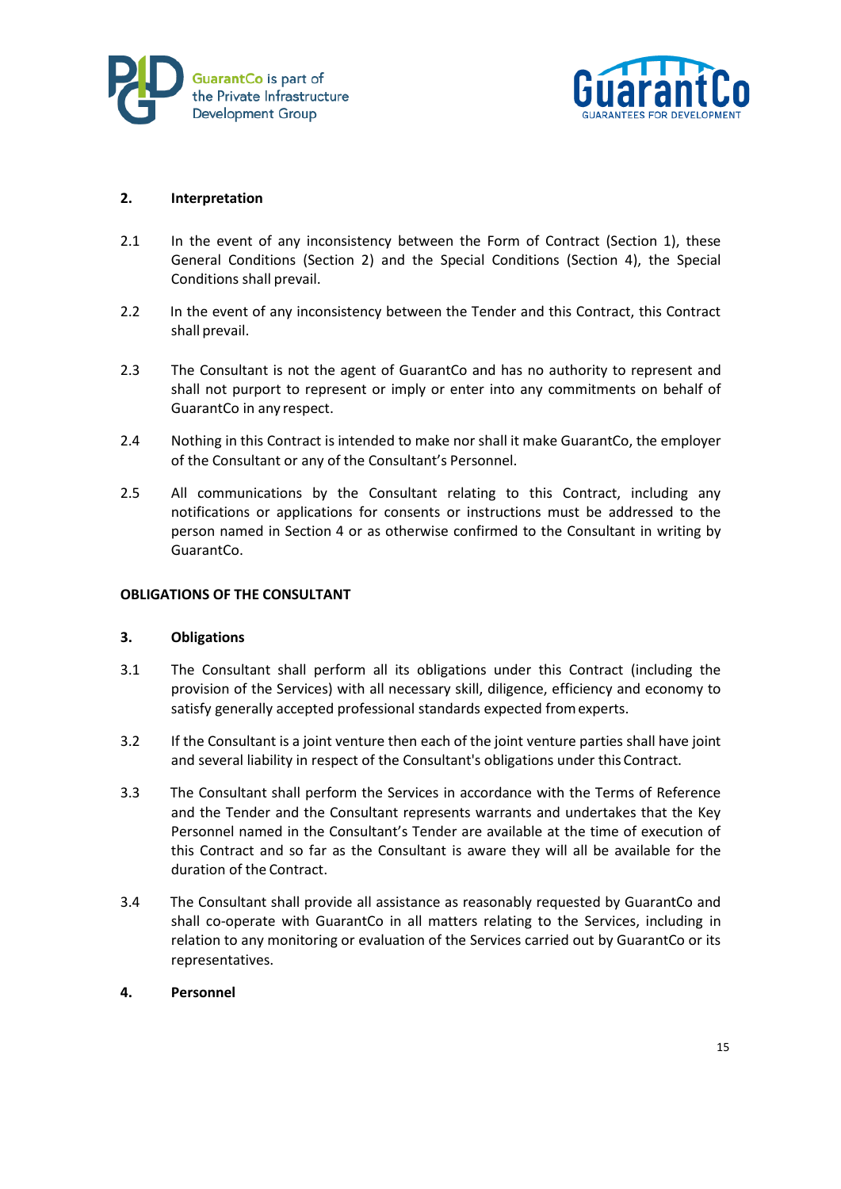## 2. Interpretation

2.1 In the event of any inconsistency between the Form of Contract (Section 1), these General Conditions (Section 2) and the Special Conditions (Section 4), the Special Conditions shall prevail.

2.2 In the event of any inconsistency between the Tender and this Contract, this Contract shall prevail.

2.3 The Consultant is not the agent of GuarantCo and has no authority to represent and shall not purport to represent or imply or enter into any commitments on behalf of GuarantCo in any respect.

2.4 Nothing in this Contract is intended to make nor shall it make GuarantCo, the employer of the Consultant or any of the Consultant's Personnel.

2.5 All communications by the Consultant relating to this Contract, including any notifications or applications for consents or instructions must be addressed to the person named in Section 4 or as otherwise confirmed to the Consultant in writing by GuarantCo.

# OBLIGATIONS OF THE CONSULTANT

## 3. Obligations

3.1 The Consultant shall perform all its obligations under this Contract (including the provision of the Services) with all necessary skill, diligence, efficiency and economy to satisfy generally accepted professional standards expected from experts.

3.2 If the Consultant is a joint venture then each of the joint venture parties shall have joint and several liability in respect of the Consultant's obligations under this Contract.

3.3 The Consultant shall perform the Services in accordance with the Terms of Reference and the Tender and the Consultant represents warrants and undertakes that the Key Personnel named in the Consultant's Tender are available at the time of execution of this Contract and so far as the Consultant is aware they will all be available for the duration of the Contract.

3.4 The Consultant shall provide all assistance as reasonably requested by GuarantCo and shall co-operate with GuarantCo in all matters relating to the Services, including in relation to any monitoring or evaluation of the Services carried out by GuarantCo or its representatives.

## 4. Personnel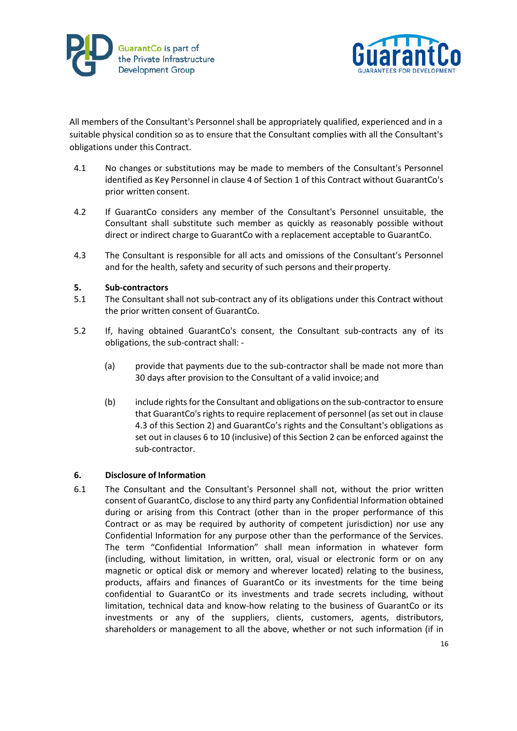All members of the Consultant's Personnel shall be appropriately qualified, experienced and in a suitable physical condition so as to ensure that the Consultant complies with all the Consultant's obligations under this Contract.

4.1 No changes or substitutions may be made to members of the Consultant's Personnel identified as Key Personnel in clause 4 of Section 1 of this Contract without GuarantCo's prior written consent.

4.2 If GuarantCo considers any member of the Consultant's Personnel unsuitable, the Consultant shall substitute such member as quickly as reasonably possible without direct or indirect charge to GuarantCo with a replacement acceptable to GuarantCo.

4.3 The Consultant is responsible for all acts and omissions of the Consultant's Personnel and for the health, safety and security of such persons and their property.

**5. Sub-contractors**

5.1 The Consultant shall not sub-contract any of its obligations under this Contract without the prior written consent of GuarantCo.

5.2 If, having obtained GuarantCo's consent, the Consultant sub-contracts any of its obligations, the sub-contract shall: -

(a) provide that payments due to the sub-contractor shall be made not more than 30 days after provision to the Consultant of a valid invoice; and

(b) include rights for the Consultant and obligations on the sub-contractor to ensure that GuarantCo's rights to require replacement of personnel (as set out in clause 4.3 of this Section 2) and GuarantCo's rights and the Consultant's obligations as set out in clauses 6 to 10 (inclusive) of this Section 2 can be enforced against the sub-contractor.

**6. Disclosure of Information**

6.1 The Consultant and the Consultant's Personnel shall not, without the prior written consent of GuarantCo, disclose to any third party any Confidential Information obtained during or arising from this Contract (other than in the proper performance of this Contract or as may be required by authority of competent jurisdiction) nor use any Confidential Information for any purpose other than the performance of the Services. The term "Confidential Information" shall mean information in whatever form (including, without limitation, in written, oral, visual or electronic form or on any magnetic or optical disk or memory and wherever located) relating to the business, products, affairs and finances of GuarantCo or its investments for the time being confidential to GuarantCo or its investments and trade secrets including, without limitation, technical data and know-how relating to the business of GuarantCo or its investments or any of the suppliers, clients, customers, agents, distributors, shareholders or management to all the above, whether or not such information (if in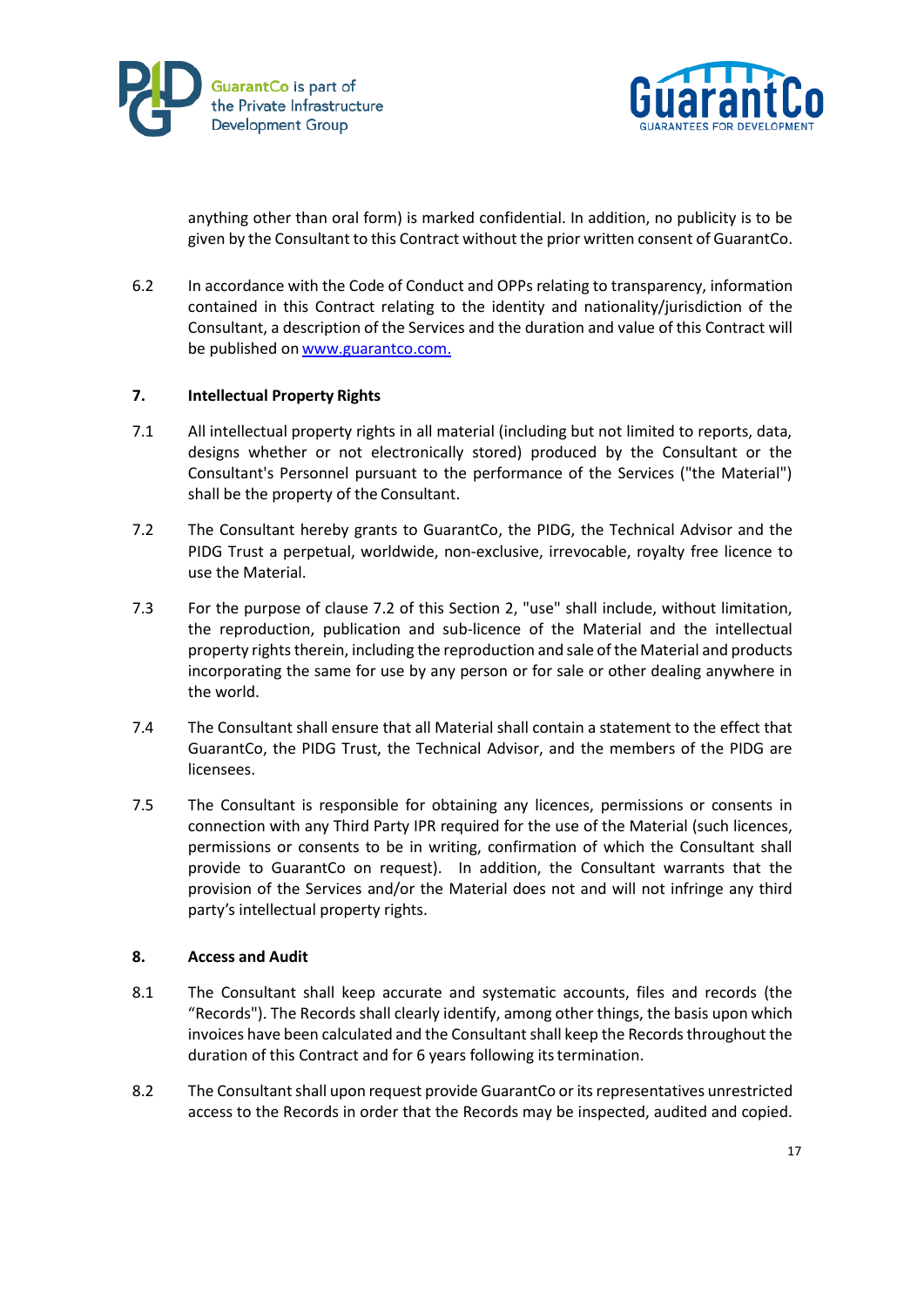anything other than oral form) is marked confidential. In addition, no publicity is to be given by the Consultant to this Contract without the prior written consent of GuarantCo.

6.2 In accordance with the Code of Conduct and OPPs relating to transparency, information contained in this Contract relating to the identity and nationality/jurisdiction of the Consultant, a description of the Services and the duration and value of this Contract will be published on [www.guarantco.com.](http://www.guarantco.com)

**7. Intellectual Property Rights**

7.1 All intellectual property rights in all material (including but not limited to reports, data, designs whether or not electronically stored) produced by the Consultant or the Consultant's Personnel pursuant to the performance of the Services ("the Material") shall be the property of the Consultant.

7.2 The Consultant hereby grants to GuarantCo, the PIDG, the Technical Advisor and the PIDG Trust a perpetual, worldwide, non-exclusive, irrevocable, royalty free licence to use the Material.

7.3 For the purpose of clause 7.2 of this Section 2, "use" shall include, without limitation, the reproduction, publication and sub-licence of the Material and the intellectual property rights therein, including the reproduction and sale of the Material and products incorporating the same for use by any person or for sale or other dealing anywhere in the world.

7.4 The Consultant shall ensure that all Material shall contain a statement to the effect that GuarantCo, the PIDG Trust, the Technical Advisor, and the members of the PIDG are licensees.

7.5 The Consultant is responsible for obtaining any licences, permissions or consents in connection with any Third Party IPR required for the use of the Material (such licences, permissions or consents to be in writing, confirmation of which the Consultant shall provide to GuarantCo on request). In addition, the Consultant warrants that the provision of the Services and/or the Material does not and will not infringe any third party's intellectual property rights.

**8. Access and Audit**

8.1 The Consultant shall keep accurate and systematic accounts, files and records (the "Records"). The Records shall clearly identify, among other things, the basis upon which invoices have been calculated and the Consultant shall keep the Records throughout the duration of this Contract and for 6 years following its termination.

8.2 The Consultant shall upon request provide GuarantCo or its representatives unrestricted access to the Records in order that the Records may be inspected, audited and copied.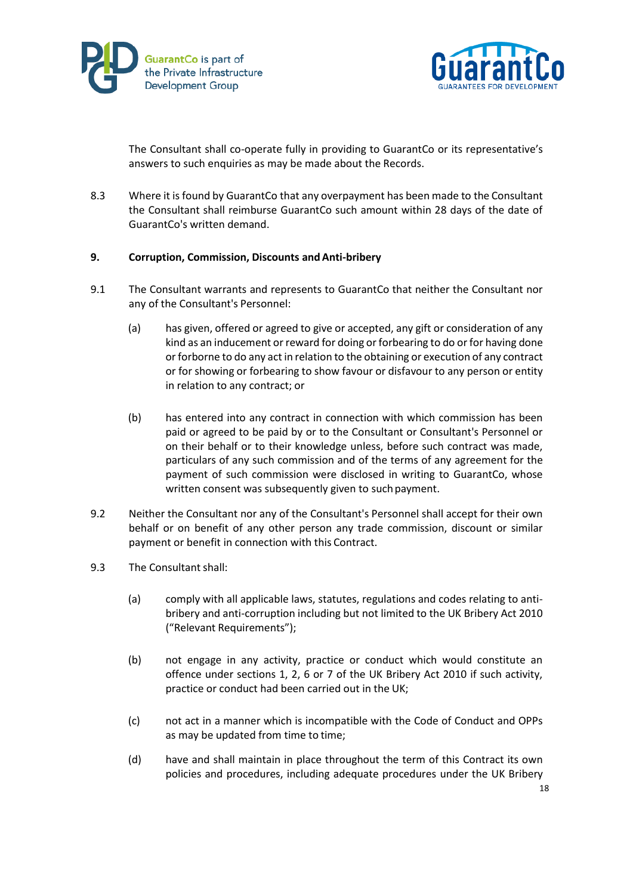The Consultant shall co-operate fully in providing to GuarantCo or its representative's answers to such enquiries as may be made about the Records.

8.3 Where it is found by GuarantCo that any overpayment has been made to the Consultant the Consultant shall reimburse GuarantCo such amount within 28 days of the date of GuarantCo's written demand.

**9. Corruption, Commission, Discounts and Anti-bribery**

9.1 The Consultant warrants and represents to GuarantCo that neither the Consultant nor any of the Consultant's Personnel:

(a) has given, offered or agreed to give or accepted, any gift or consideration of any kind as an inducement or reward for doing or forbearing to do or for having done or forborne to do any act in relation to the obtaining or execution of any contract or for showing or forbearing to show favour or disfavour to any person or entity in relation to any contract; or

(b) has entered into any contract in connection with which commission has been paid or agreed to be paid by or to the Consultant or Consultant's Personnel or on their behalf or to their knowledge unless, before such contract was made, particulars of any such commission and of the terms of any agreement for the payment of such commission were disclosed in writing to GuarantCo, whose written consent was subsequently given to such payment.

9.2 Neither the Consultant nor any of the Consultant's Personnel shall accept for their own behalf or on benefit of any other person any trade commission, discount or similar payment or benefit in connection with this Contract.

9.3 The Consultant shall:

(a) comply with all applicable laws, statutes, regulations and codes relating to anti-bribery and anti-corruption including but not limited to the UK Bribery Act 2010 ("Relevant Requirements");

(b) not engage in any activity, practice or conduct which would constitute an offence under sections 1, 2, 6 or 7 of the UK Bribery Act 2010 if such activity, practice or conduct had been carried out in the UK;

(c) not act in a manner which is incompatible with the Code of Conduct and OPPs as may be updated from time to time;

(d) have and shall maintain in place throughout the term of this Contract its own policies and procedures, including adequate procedures under the UK Bribery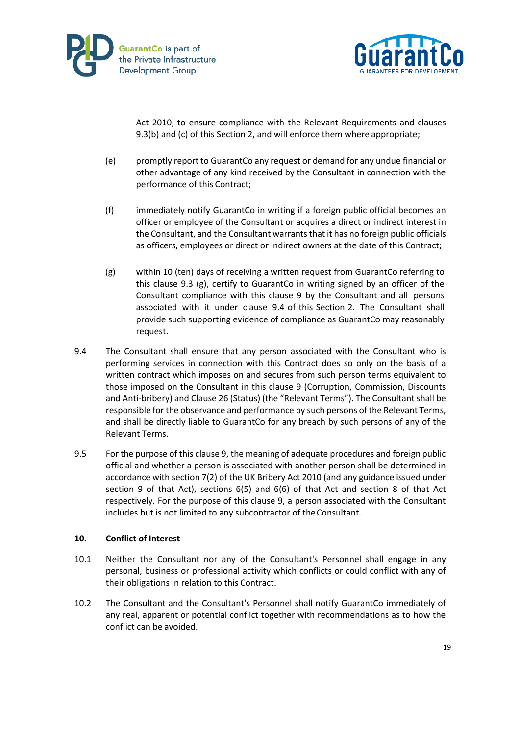Act 2010, to ensure compliance with the Relevant Requirements and clauses 9.3(b) and (c) of this Section 2, and will enforce them where appropriate;

(e) promptly report to GuarantCo any request or demand for any undue financial or other advantage of any kind received by the Consultant in connection with the performance of this Contract;

(f) immediately notify GuarantCo in writing if a foreign public official becomes an officer or employee of the Consultant or acquires a direct or indirect interest in the Consultant, and the Consultant warrants that it has no foreign public officials as officers, employees or direct or indirect owners at the date of this Contract;

(g) within 10 (ten) days of receiving a written request from GuarantCo referring to this clause 9.3 (g), certify to GuarantCo in writing signed by an officer of the Consultant compliance with this clause 9 by the Consultant and all persons associated with it under clause 9.4 of this Section 2. The Consultant shall provide such supporting evidence of compliance as GuarantCo may reasonably request.

9.4 The Consultant shall ensure that any person associated with the Consultant who is performing services in connection with this Contract does so only on the basis of a written contract which imposes on and secures from such person terms equivalent to those imposed on the Consultant in this clause 9 (Corruption, Commission, Discounts and Anti-bribery) and Clause 26 (Status) (the "Relevant Terms"). The Consultant shall be responsible for the observance and performance by such persons of the Relevant Terms, and shall be directly liable to GuarantCo for any breach by such persons of any of the Relevant Terms.

9.5 For the purpose of this clause 9, the meaning of adequate procedures and foreign public official and whether a person is associated with another person shall be determined in accordance with section 7(2) of the UK Bribery Act 2010 (and any guidance issued under section 9 of that Act), sections 6(5) and 6(6) of that Act and section 8 of that Act respectively. For the purpose of this clause 9, a person associated with the Consultant includes but is not limited to any subcontractor of the Consultant.

## 10. Conflict of Interest

10.1 Neither the Consultant nor any of the Consultant's Personnel shall engage in any personal, business or professional activity which conflicts or could conflict with any of their obligations in relation to this Contract.

10.2 The Consultant and the Consultant's Personnel shall notify GuarantCo immediately of any real, apparent or potential conflict together with recommendations as to how the conflict can be avoided.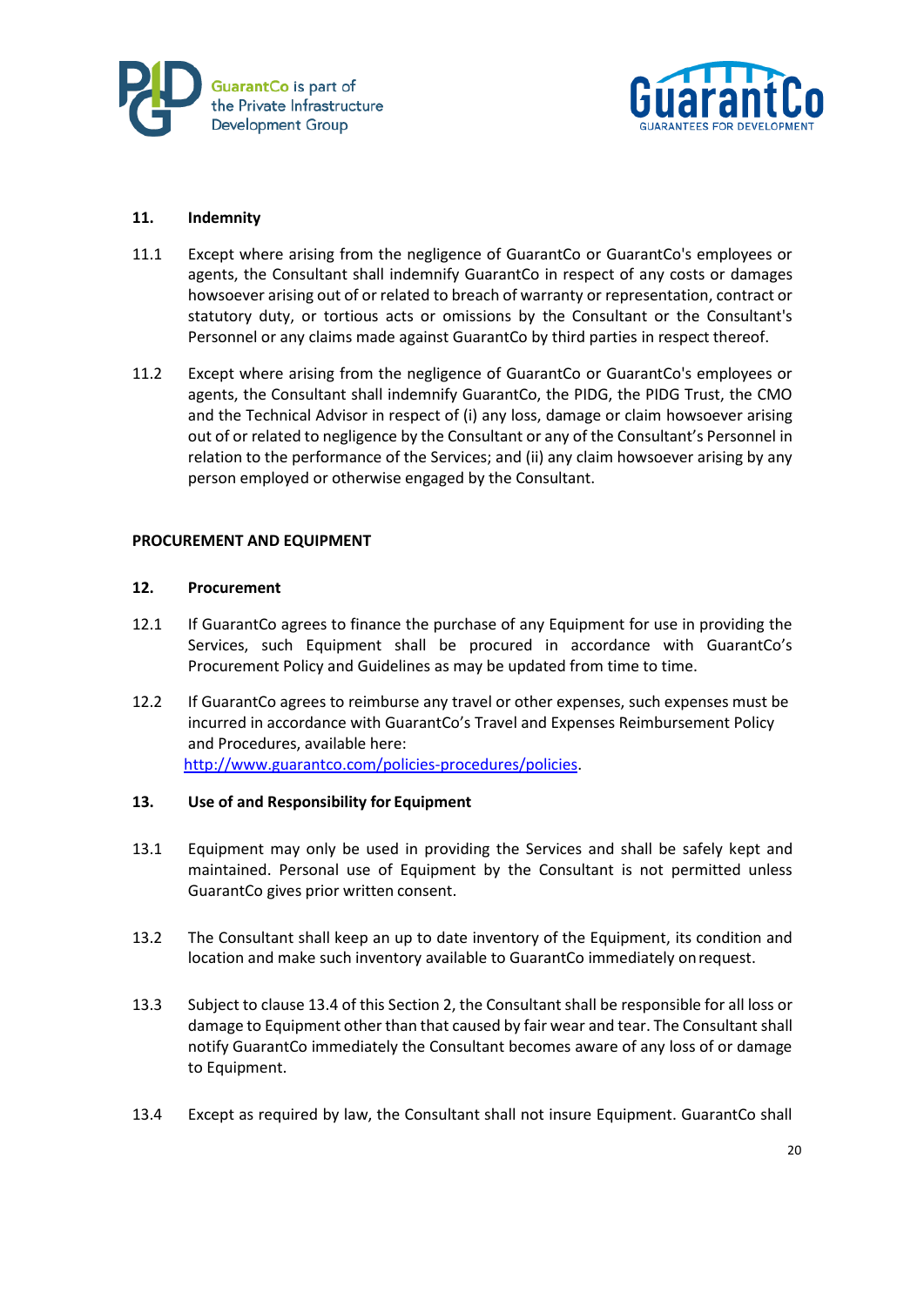**11. Indemnity**

11.1 Except where arising from the negligence of GuarantCo or GuarantCo's employees or agents, the Consultant shall indemnify GuarantCo in respect of any costs or damages howsoever arising out of or related to breach of warranty or representation, contract or statutory duty, or tortious acts or omissions by the Consultant or the Consultant's Personnel or any claims made against GuarantCo by third parties in respect thereof.

11.2 Except where arising from the negligence of GuarantCo or GuarantCo's employees or agents, the Consultant shall indemnify GuarantCo, the PIDG, the PIDG Trust, the CMO and the Technical Advisor in respect of (i) any loss, damage or claim howsoever arising out of or related to negligence by the Consultant or any of the Consultant's Personnel in relation to the performance of the Services; and (ii) any claim howsoever arising by any person employed or otherwise engaged by the Consultant.

**PROCUREMENT AND EQUIPMENT**

**12. Procurement**

12.1 If GuarantCo agrees to finance the purchase of any Equipment for use in providing the Services, such Equipment shall be procured in accordance with GuarantCo's Procurement Policy and Guidelines as may be updated from time to time.

12.2 If GuarantCo agrees to reimburse any travel or other expenses, such expenses must be incurred in accordance with GuarantCo's Travel and Expenses Reimbursement Policy and Procedures, available here: [http://www.guarantco.com/policies-procedures/policies](http://www.guarantco.com/policies-procedures/policies).

**13. Use of and Responsibility for Equipment**

13.1 Equipment may only be used in providing the Services and shall be safely kept and maintained. Personal use of Equipment by the Consultant is not permitted unless GuarantCo gives prior written consent.

13.2 The Consultant shall keep an up to date inventory of the Equipment, its condition and location and make such inventory available to GuarantCo immediately on request.

13.3 Subject to clause 13.4 of this Section 2, the Consultant shall be responsible for all loss or damage to Equipment other than that caused by fair wear and tear. The Consultant shall notify GuarantCo immediately the Consultant becomes aware of any loss of or damage to Equipment.

13.4 Except as required by law, the Consultant shall not insure Equipment. GuarantCo shall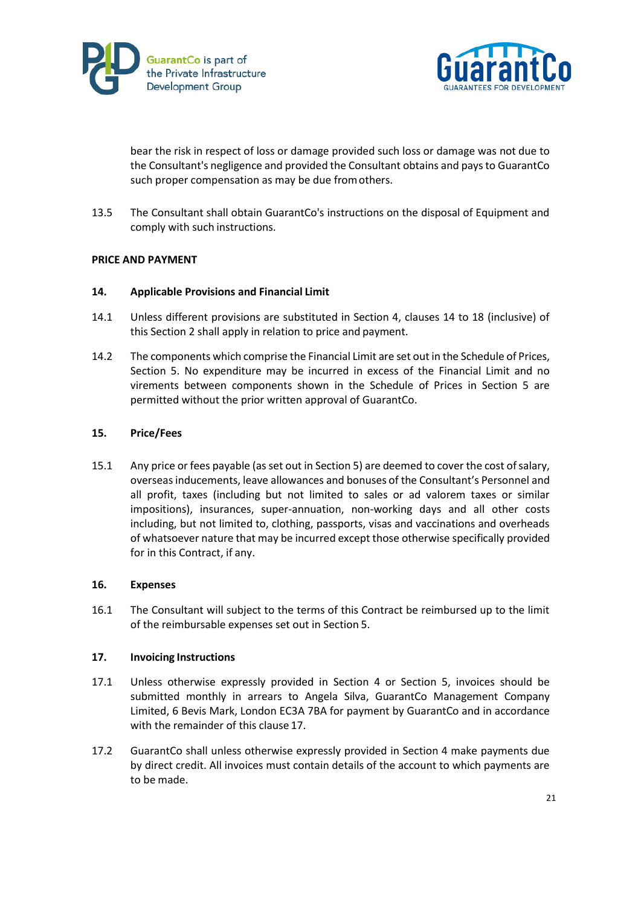bear the risk in respect of loss or damage provided such loss or damage was not due to the Consultant's negligence and provided the Consultant obtains and pays to GuarantCo such proper compensation as may be due from others.

13.5 The Consultant shall obtain GuarantCo's instructions on the disposal of Equipment and comply with such instructions.

**PRICE AND PAYMENT**

**14. Applicable Provisions and Financial Limit**

14.1 Unless different provisions are substituted in Section 4, clauses 14 to 18 (inclusive) of this Section 2 shall apply in relation to price and payment.

14.2 The components which comprise the Financial Limit are set out in the Schedule of Prices, Section 5. No expenditure may be incurred in excess of the Financial Limit and no virements between components shown in the Schedule of Prices in Section 5 are permitted without the prior written approval of GuarantCo.

**15. Price/Fees**

15.1 Any price or fees payable (as set out in Section 5) are deemed to cover the cost of salary, overseas inducements, leave allowances and bonuses of the Consultant's Personnel and all profit, taxes (including but not limited to sales or ad valorem taxes or similar impositions), insurances, super-annuation, non-working days and all other costs including, but not limited to, clothing, passports, visas and vaccinations and overheads of whatsoever nature that may be incurred except those otherwise specifically provided for in this Contract, if any.

**16. Expenses**

16.1 The Consultant will subject to the terms of this Contract be reimbursed up to the limit of the reimbursable expenses set out in Section 5.

**17. Invoicing Instructions**

17.1 Unless otherwise expressly provided in Section 4 or Section 5, invoices should be submitted monthly in arrears to Angela Silva, GuarantCo Management Company Limited, 6 Bevis Mark, London EC3A 7BA for payment by GuarantCo and in accordance with the remainder of this clause 17.

17.2 GuarantCo shall unless otherwise expressly provided in Section 4 make payments due by direct credit. All invoices must contain details of the account to which payments are to be made.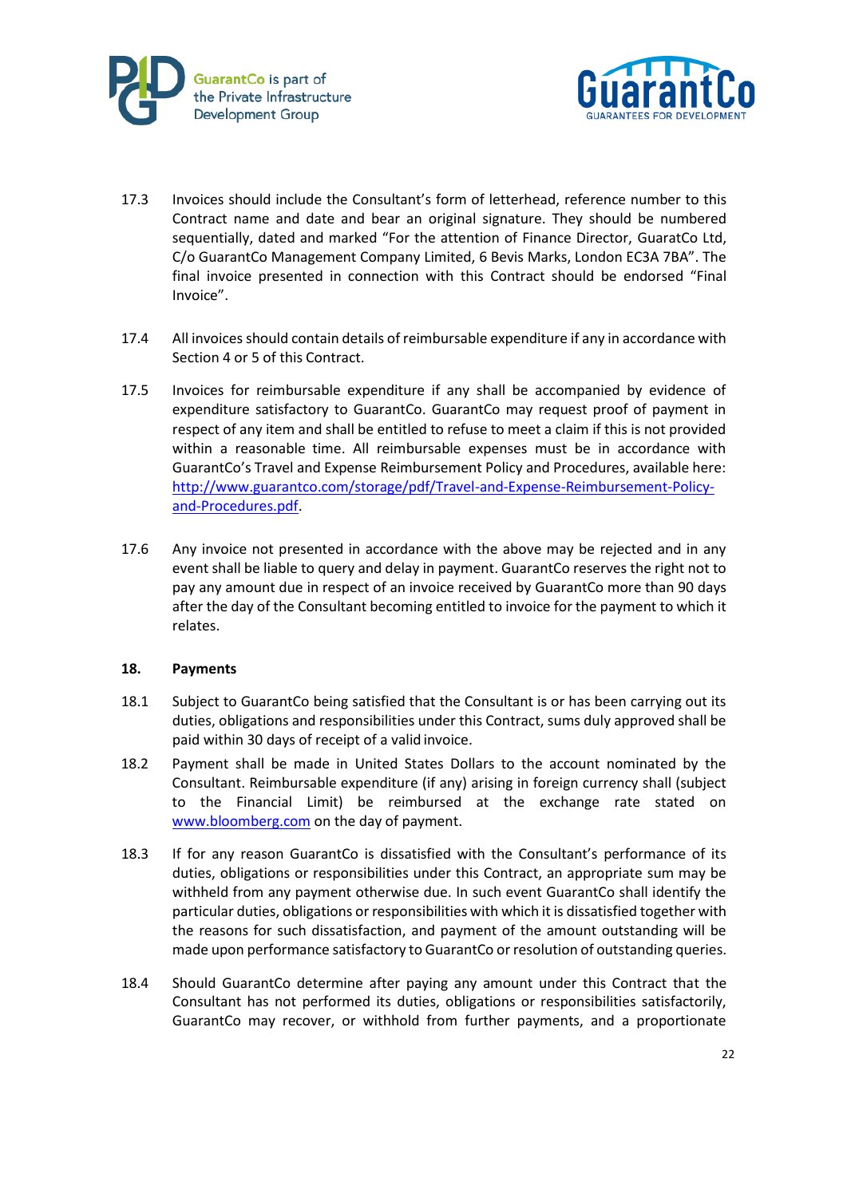17.3 Invoices should include the Consultant's form of letterhead, reference number to this Contract name and date and bear an original signature. They should be numbered sequentially, dated and marked "For the attention of Finance Director, GuaratCo Ltd, C/o GuarantCo Management Company Limited, 6 Bevis Marks, London EC3A 7BA". The final invoice presented in connection with this Contract should be endorsed "Final Invoice".

17.4 All invoices should contain details of reimbursable expenditure if any in accordance with Section 4 or 5 of this Contract.

17.5 Invoices for reimbursable expenditure if any shall be accompanied by evidence of expenditure satisfactory to GuarantCo. GuarantCo may request proof of payment in respect of any item and shall be entitled to refuse to meet a claim if this is not provided within a reasonable time. All reimbursable expenses must be in accordance with GuarantCo's Travel and Expense Reimbursement Policy and Procedures, available here: [http://www.guarantco.com/storage/pdf/Travel-and-Expense-Reimbursement-Policy-and-Procedures.pdf](http://www.guarantco.com/storage/pdf/Travel-and-Expense-Reimbursement-Policy-and-Procedures.pdf).

17.6 Any invoice not presented in accordance with the above may be rejected and in any event shall be liable to query and delay in payment. GuarantCo reserves the right not to pay any amount due in respect of an invoice received by GuarantCo more than 90 days after the day of the Consultant becoming entitled to invoice for the payment to which it relates.

## 18. Payments

18.1 Subject to GuarantCo being satisfied that the Consultant is or has been carrying out its duties, obligations and responsibilities under this Contract, sums duly approved shall be paid within 30 days of receipt of a valid invoice.

18.2 Payment shall be made in United States Dollars to the account nominated by the Consultant. Reimbursable expenditure (if any) arising in foreign currency shall (subject to the Financial Limit) be reimbursed at the exchange rate stated on [www.bloomberg.com](http://www.bloomberg.com) on the day of payment.

18.3 If for any reason GuarantCo is dissatisfied with the Consultant's performance of its duties, obligations or responsibilities under this Contract, an appropriate sum may be withheld from any payment otherwise due. In such event GuarantCo shall identify the particular duties, obligations or responsibilities with which it is dissatisfied together with the reasons for such dissatisfaction, and payment of the amount outstanding will be made upon performance satisfactory to GuarantCo or resolution of outstanding queries.

18.4 Should GuarantCo determine after paying any amount under this Contract that the Consultant has not performed its duties, obligations or responsibilities satisfactorily, GuarantCo may recover, or withhold from further payments, and a proportionate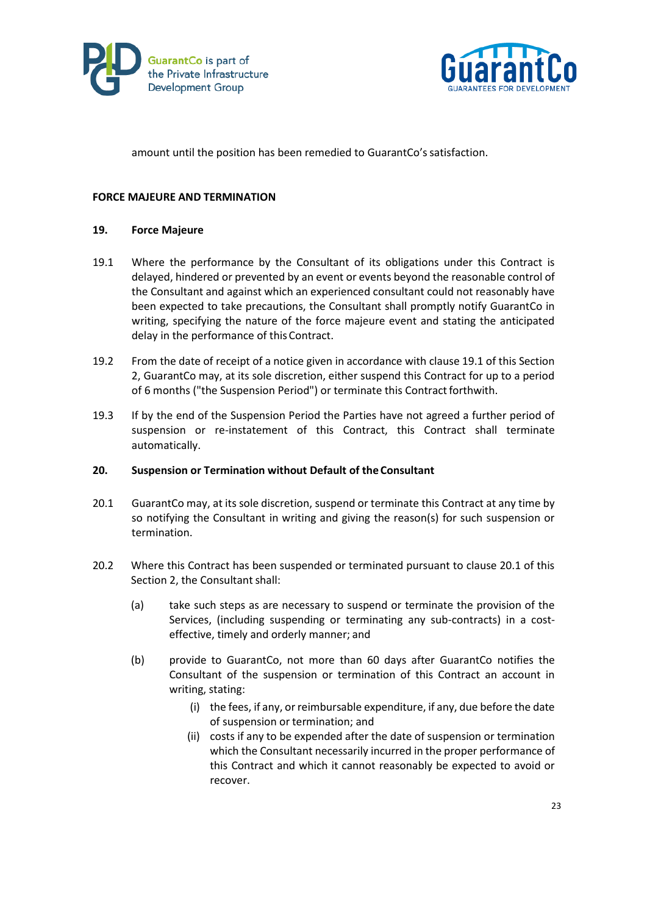amount until the position has been remedied to GuarantCo's satisfaction.

**FORCE MAJEURE AND TERMINATION**

**19. Force Majeure**

19.1 Where the performance by the Consultant of its obligations under this Contract is delayed, hindered or prevented by an event or events beyond the reasonable control of the Consultant and against which an experienced consultant could not reasonably have been expected to take precautions, the Consultant shall promptly notify GuarantCo in writing, specifying the nature of the force majeure event and stating the anticipated delay in the performance of this Contract.

19.2 From the date of receipt of a notice given in accordance with clause 19.1 of this Section 2, GuarantCo may, at its sole discretion, either suspend this Contract for up to a period of 6 months ("the Suspension Period") or terminate this Contract forthwith.

19.3 If by the end of the Suspension Period the Parties have not agreed a further period of suspension or re-instatement of this Contract, this Contract shall terminate automatically.

**20. Suspension or Termination without Default of the Consultant**

20.1 GuarantCo may, at its sole discretion, suspend or terminate this Contract at any time by so notifying the Consultant in writing and giving the reason(s) for such suspension or termination.

20.2 Where this Contract has been suspended or terminated pursuant to clause 20.1 of this Section 2, the Consultant shall:

(a) take such steps as are necessary to suspend or terminate the provision of the Services, (including suspending or terminating any sub-contracts) in a cost-effective, timely and orderly manner; and

(b) provide to GuarantCo, not more than 60 days after GuarantCo notifies the Consultant of the suspension or termination of this Contract an account in writing, stating:

(i) the fees, if any, or reimbursable expenditure, if any, due before the date of suspension or termination; and

(ii) costs if any to be expended after the date of suspension or termination which the Consultant necessarily incurred in the proper performance of this Contract and which it cannot reasonably be expected to avoid or recover.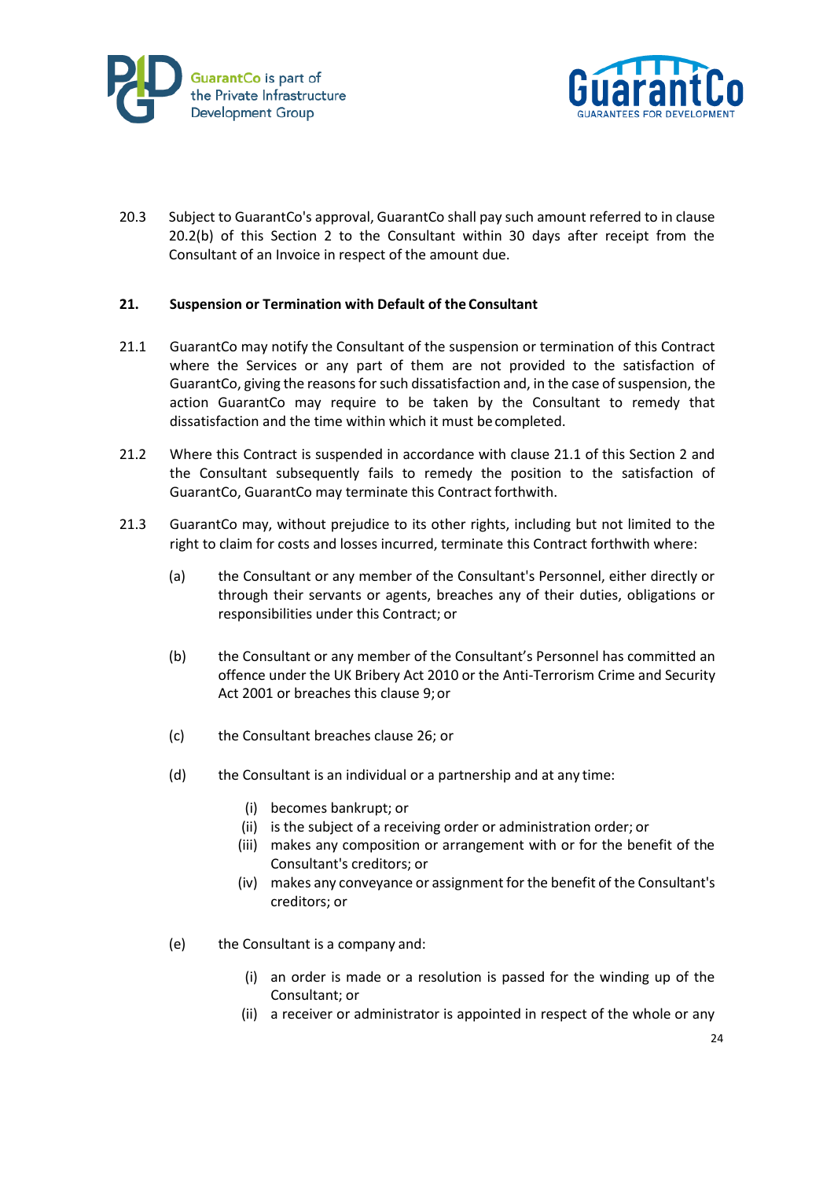20.3 Subject to GuarantCo's approval, GuarantCo shall pay such amount referred to in clause 20.2(b) of this Section 2 to the Consultant within 30 days after receipt from the Consultant of an Invoice in respect of the amount due.

**21. Suspension or Termination with Default of the Consultant**

21.1 GuarantCo may notify the Consultant of the suspension or termination of this Contract where the Services or any part of them are not provided to the satisfaction of GuarantCo, giving the reasons for such dissatisfaction and, in the case of suspension, the action GuarantCo may require to be taken by the Consultant to remedy that dissatisfaction and the time within which it must be completed.

21.2 Where this Contract is suspended in accordance with clause 21.1 of this Section 2 and the Consultant subsequently fails to remedy the position to the satisfaction of GuarantCo, GuarantCo may terminate this Contract forthwith.

21.3 GuarantCo may, without prejudice to its other rights, including but not limited to the right to claim for costs and losses incurred, terminate this Contract forthwith where:

(a) the Consultant or any member of the Consultant's Personnel, either directly or through their servants or agents, breaches any of their duties, obligations or responsibilities under this Contract; or

(b) the Consultant or any member of the Consultant's Personnel has committed an offence under the UK Bribery Act 2010 or the Anti-Terrorism Crime and Security Act 2001 or breaches this clause 9; or

(c) the Consultant breaches clause 26; or

(d) the Consultant is an individual or a partnership and at any time:

(i) becomes bankrupt; or
(ii) is the subject of a receiving order or administration order; or
(iii) makes any composition or arrangement with or for the benefit of the Consultant's creditors; or
(iv) makes any conveyance or assignment for the benefit of the Consultant's creditors; or

(e) the Consultant is a company and:

(i) an order is made or a resolution is passed for the winding up of the Consultant; or
(ii) a receiver or administrator is appointed in respect of the whole or any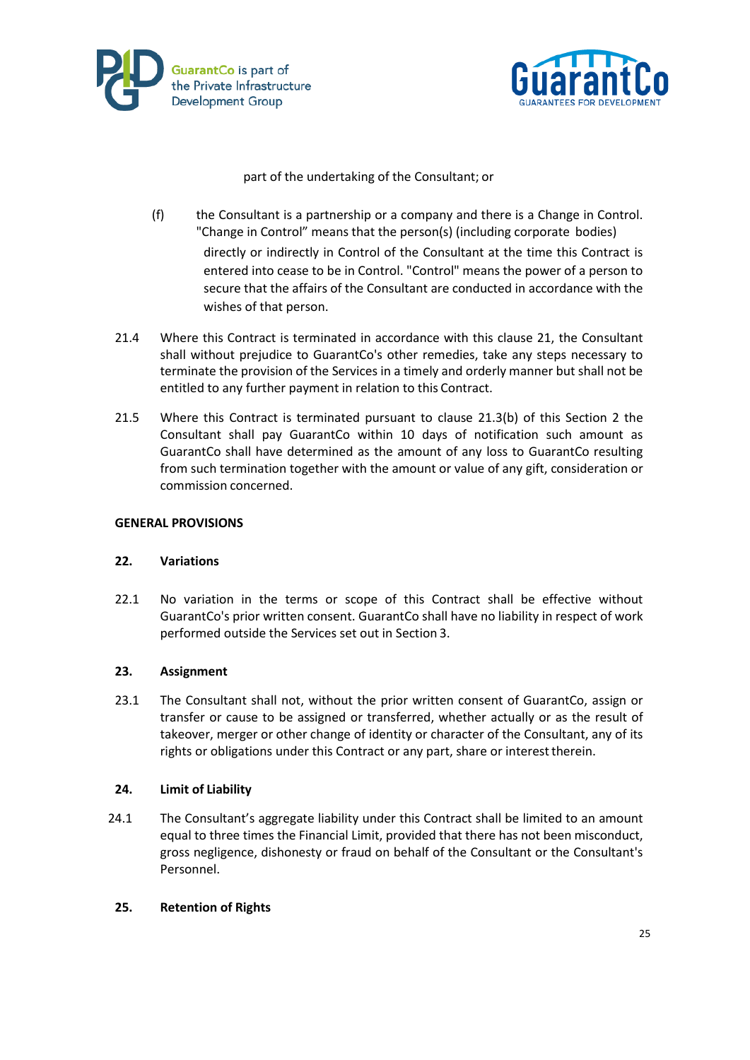part of the undertaking of the Consultant; or

(f) the Consultant is a partnership or a company and there is a Change in Control. "Change in Control" means that the person(s) (including corporate bodies) directly or indirectly in Control of the Consultant at the time this Contract is entered into cease to be in Control. "Control" means the power of a person to secure that the affairs of the Consultant are conducted in accordance with the wishes of that person.

21.4 Where this Contract is terminated in accordance with this clause 21, the Consultant shall without prejudice to GuarantCo's other remedies, take any steps necessary to terminate the provision of the Services in a timely and orderly manner but shall not be entitled to any further payment in relation to this Contract.

21.5 Where this Contract is terminated pursuant to clause 21.3(b) of this Section 2 the Consultant shall pay GuarantCo within 10 days of notification such amount as GuarantCo shall have determined as the amount of any loss to GuarantCo resulting from such termination together with the amount or value of any gift, consideration or commission concerned.

**GENERAL PROVISIONS**

**22. Variations**

22.1 No variation in the terms or scope of this Contract shall be effective without GuarantCo's prior written consent. GuarantCo shall have no liability in respect of work performed outside the Services set out in Section 3.

**23. Assignment**

23.1 The Consultant shall not, without the prior written consent of GuarantCo, assign or transfer or cause to be assigned or transferred, whether actually or as the result of takeover, merger or other change of identity or character of the Consultant, any of its rights or obligations under this Contract or any part, share or interest therein.

**24. Limit of Liability**

24.1 The Consultant's aggregate liability under this Contract shall be limited to an amount equal to three times the Financial Limit, provided that there has not been misconduct, gross negligence, dishonesty or fraud on behalf of the Consultant or the Consultant's Personnel.

**25. Retention of Rights**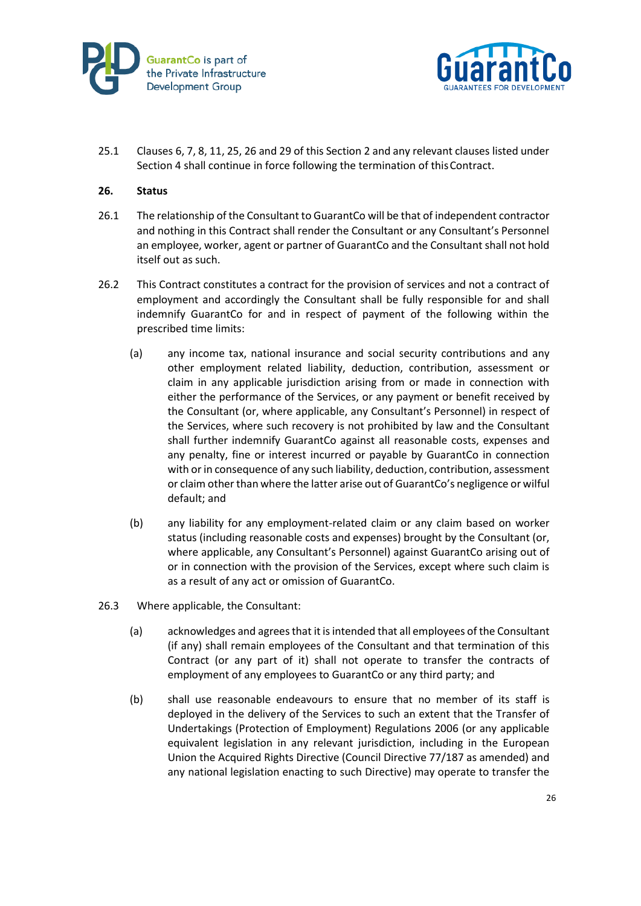25.1 Clauses 6, 7, 8, 11, 25, 26 and 29 of this Section 2 and any relevant clauses listed under Section 4 shall continue in force following the termination of this Contract.

**26. Status**

26.1 The relationship of the Consultant to GuarantCo will be that of independent contractor and nothing in this Contract shall render the Consultant or any Consultant's Personnel an employee, worker, agent or partner of GuarantCo and the Consultant shall not hold itself out as such.

26.2 This Contract constitutes a contract for the provision of services and not a contract of employment and accordingly the Consultant shall be fully responsible for and shall indemnify GuarantCo for and in respect of payment of the following within the prescribed time limits:

(a) any income tax, national insurance and social security contributions and any other employment related liability, deduction, contribution, assessment or claim in any applicable jurisdiction arising from or made in connection with either the performance of the Services, or any payment or benefit received by the Consultant (or, where applicable, any Consultant's Personnel) in respect of the Services, where such recovery is not prohibited by law and the Consultant shall further indemnify GuarantCo against all reasonable costs, expenses and any penalty, fine or interest incurred or payable by GuarantCo in connection with or in consequence of any such liability, deduction, contribution, assessment or claim other than where the latter arise out of GuarantCo's negligence or wilful default; and

(b) any liability for any employment-related claim or any claim based on worker status (including reasonable costs and expenses) brought by the Consultant (or, where applicable, any Consultant's Personnel) against GuarantCo arising out of or in connection with the provision of the Services, except where such claim is as a result of any act or omission of GuarantCo.

26.3 Where applicable, the Consultant:

(a) acknowledges and agrees that it is intended that all employees of the Consultant (if any) shall remain employees of the Consultant and that termination of this Contract (or any part of it) shall not operate to transfer the contracts of employment of any employees to GuarantCo or any third party; and

(b) shall use reasonable endeavours to ensure that no member of its staff is deployed in the delivery of the Services to such an extent that the Transfer of Undertakings (Protection of Employment) Regulations 2006 (or any applicable equivalent legislation in any relevant jurisdiction, including in the European Union the Acquired Rights Directive (Council Directive 77/187 as amended) and any national legislation enacting to such Directive) may operate to transfer the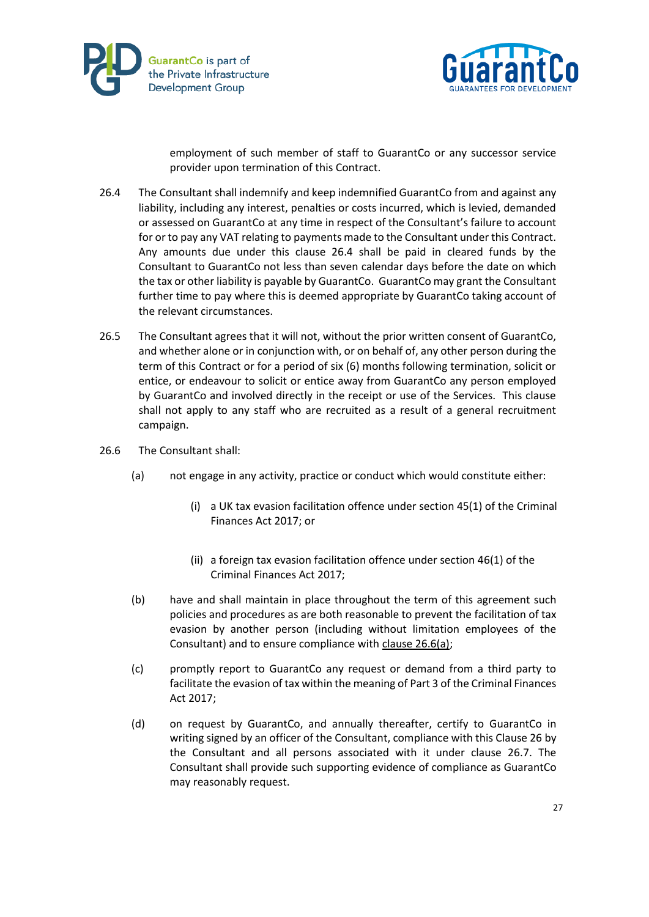employment of such member of staff to GuarantCo or any successor service provider upon termination of this Contract.

26.4 The Consultant shall indemnify and keep indemnified GuarantCo from and against any liability, including any interest, penalties or costs incurred, which is levied, demanded or assessed on GuarantCo at any time in respect of the Consultant's failure to account for or to pay any VAT relating to payments made to the Consultant under this Contract. Any amounts due under this clause 26.4 shall be paid in cleared funds by the Consultant to GuarantCo not less than seven calendar days before the date on which the tax or other liability is payable by GuarantCo. GuarantCo may grant the Consultant further time to pay where this is deemed appropriate by GuarantCo taking account of the relevant circumstances.

26.5 The Consultant agrees that it will not, without the prior written consent of GuarantCo, and whether alone or in conjunction with, or on behalf of, any other person during the term of this Contract or for a period of six (6) months following termination, solicit or entice, or endeavour to solicit or entice away from GuarantCo any person employed by GuarantCo and involved directly in the receipt or use of the Services. This clause shall not apply to any staff who are recruited as a result of a general recruitment campaign.

26.6 The Consultant shall:

(a) not engage in any activity, practice or conduct which would constitute either:

(i) a UK tax evasion facilitation offence under section 45(1) of the Criminal Finances Act 2017; or

(ii) a foreign tax evasion facilitation offence under section 46(1) of the Criminal Finances Act 2017;

(b) have and shall maintain in place throughout the term of this agreement such policies and procedures as are both reasonable to prevent the facilitation of tax evasion by another person (including without limitation employees of the Consultant) and to ensure compliance with clause 26.6(a);

(c) promptly report to GuarantCo any request or demand from a third party to facilitate the evasion of tax within the meaning of Part 3 of the Criminal Finances Act 2017;

(d) on request by GuarantCo, and annually thereafter, certify to GuarantCo in writing signed by an officer of the Consultant, compliance with this Clause 26 by the Consultant and all persons associated with it under clause 26.7. The Consultant shall provide such supporting evidence of compliance as GuarantCo may reasonably request.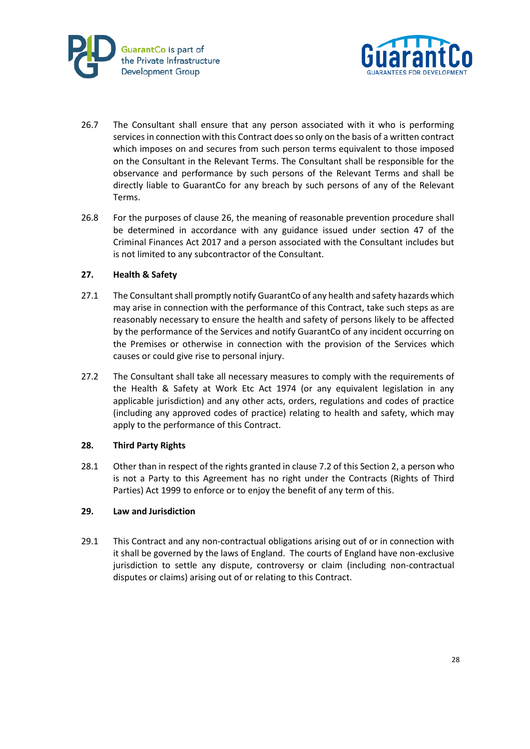26.7 The Consultant shall ensure that any person associated with it who is performing services in connection with this Contract does so only on the basis of a written contract which imposes on and secures from such person terms equivalent to those imposed on the Consultant in the Relevant Terms. The Consultant shall be responsible for the observance and performance by such persons of the Relevant Terms and shall be directly liable to GuarantCo for any breach by such persons of any of the Relevant Terms.

26.8 For the purposes of clause 26, the meaning of reasonable prevention procedure shall be determined in accordance with any guidance issued under section 47 of the Criminal Finances Act 2017 and a person associated with the Consultant includes but is not limited to any subcontractor of the Consultant.

**27. Health & Safety**

27.1 The Consultant shall promptly notify GuarantCo of any health and safety hazards which may arise in connection with the performance of this Contract, take such steps as are reasonably necessary to ensure the health and safety of persons likely to be affected by the performance of the Services and notify GuarantCo of any incident occurring on the Premises or otherwise in connection with the provision of the Services which causes or could give rise to personal injury.

27.2 The Consultant shall take all necessary measures to comply with the requirements of the Health & Safety at Work Etc Act 1974 (or any equivalent legislation in any applicable jurisdiction) and any other acts, orders, regulations and codes of practice (including any approved codes of practice) relating to health and safety, which may apply to the performance of this Contract.

**28. Third Party Rights**

28.1 Other than in respect of the rights granted in clause 7.2 of this Section 2, a person who is not a Party to this Agreement has no right under the Contracts (Rights of Third Parties) Act 1999 to enforce or to enjoy the benefit of any term of this.

**29. Law and Jurisdiction**

29.1 This Contract and any non-contractual obligations arising out of or in connection with it shall be governed by the laws of England. The courts of England have non-exclusive jurisdiction to settle any dispute, controversy or claim (including non-contractual disputes or claims) arising out of or relating to this Contract.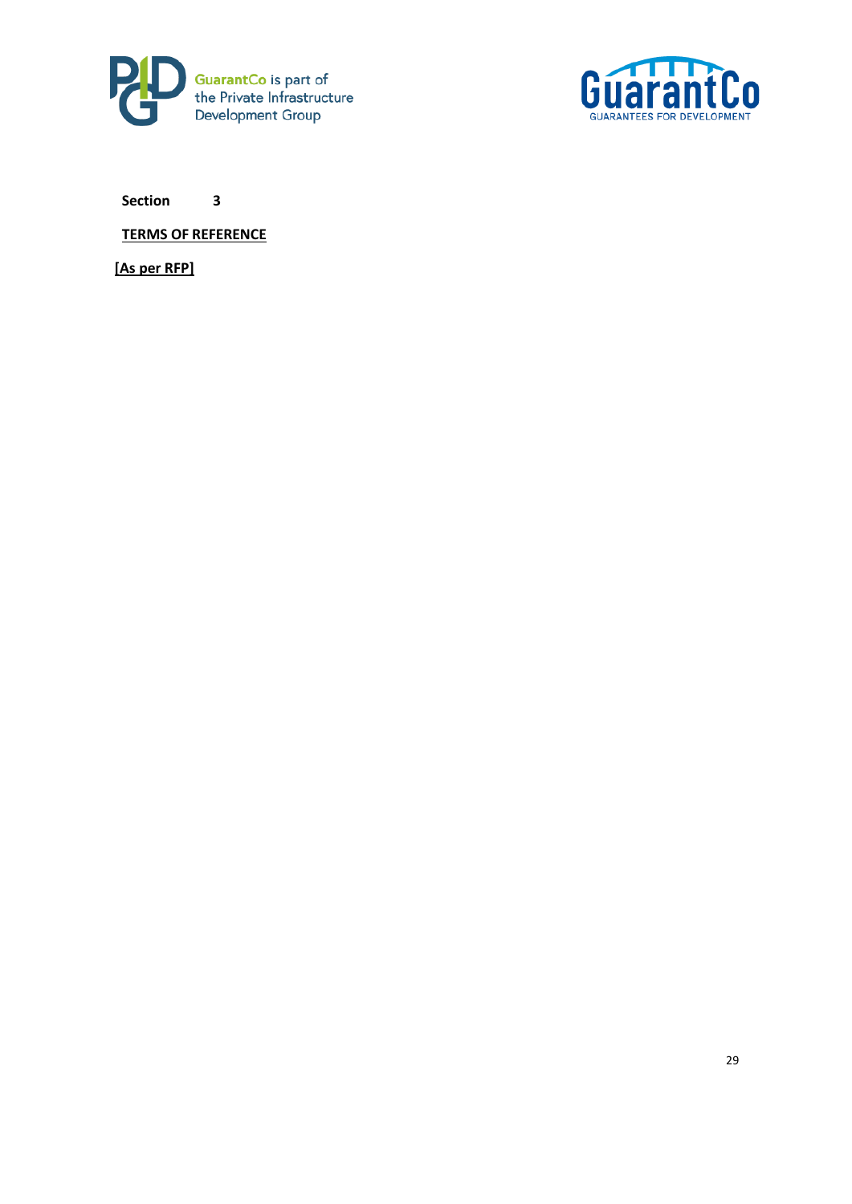**Section 3**

**TERMS OF REFERENCE**

**[As per RFP]**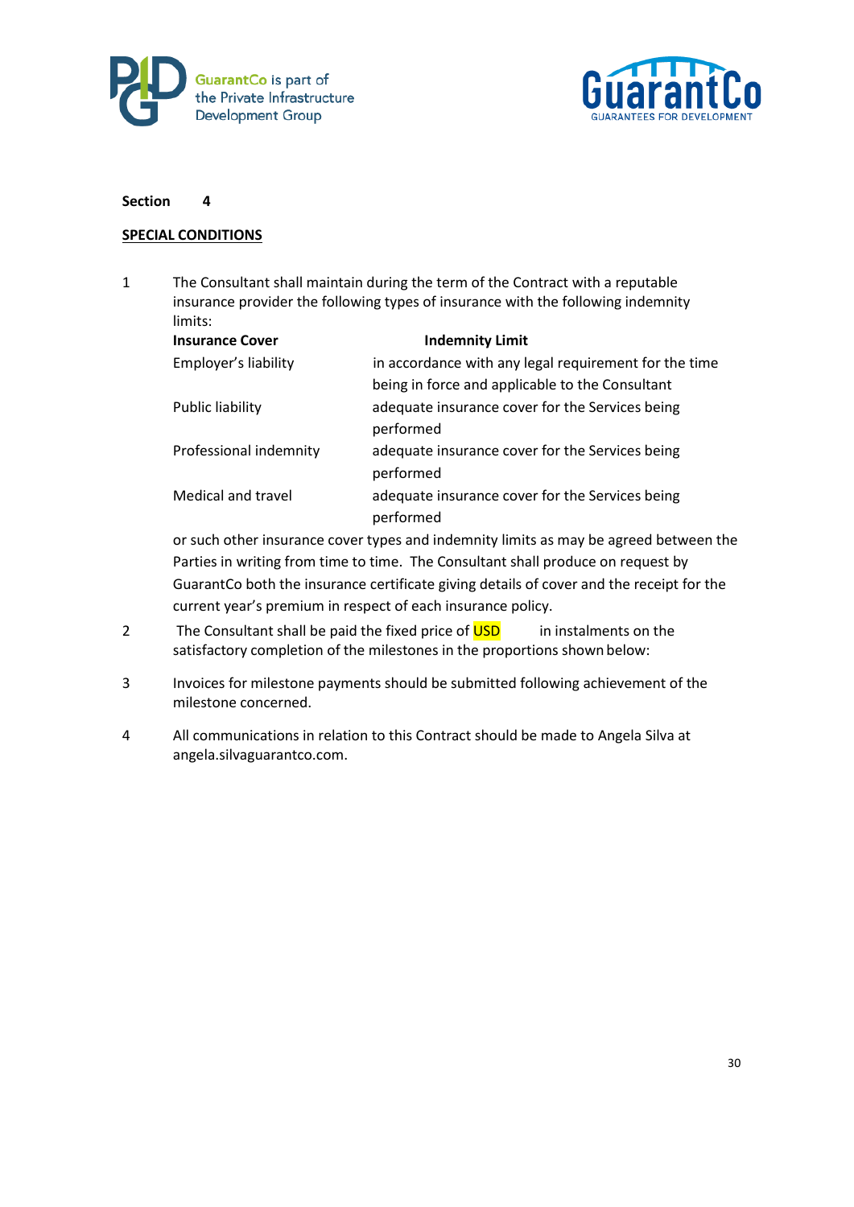**Section 4**

**SPECIAL CONDITIONS**

1 The Consultant shall maintain during the term of the Contract with a reputable insurance provider the following types of insurance with the following indemnity limits:

| Insurance Cover | Indemnity Limit |
|---|---|
| Employer's liability | in accordance with any legal requirement for the time being in force and applicable to the Consultant |
| Public liability | adequate insurance cover for the Services being performed |
| Professional indemnity | adequate insurance cover for the Services being performed |
| Medical and travel | adequate insurance cover for the Services being performed |

or such other insurance cover types and indemnity limits as may be agreed between the Parties in writing from time to time. The Consultant shall produce on request by GuarantCo both the insurance certificate giving details of cover and the receipt for the current year's premium in respect of each insurance policy.

2 The Consultant shall be paid the fixed price of USD in instalments on the satisfactory completion of the milestones in the proportions shown below:

3 Invoices for milestone payments should be submitted following achievement of the milestone concerned.

4 All communications in relation to this Contract should be made to Angela Silva at angela.silvaguarantco.com.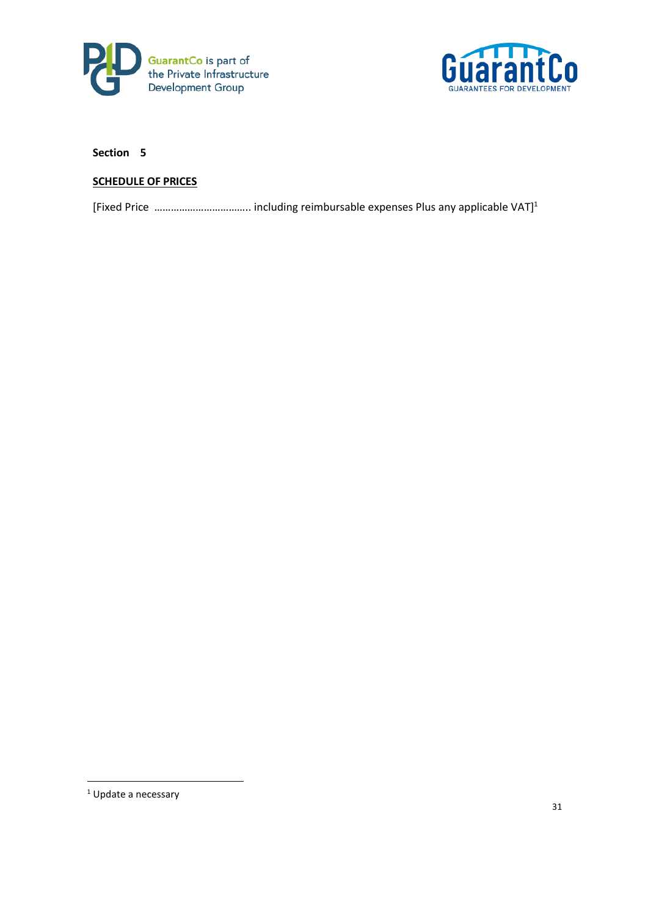**Section 5**

**SCHEDULE OF PRICES**

[Fixed Price …………………………….. including reimbursable expenses Plus any applicable VAT][1]

---

[1] Update a necessary